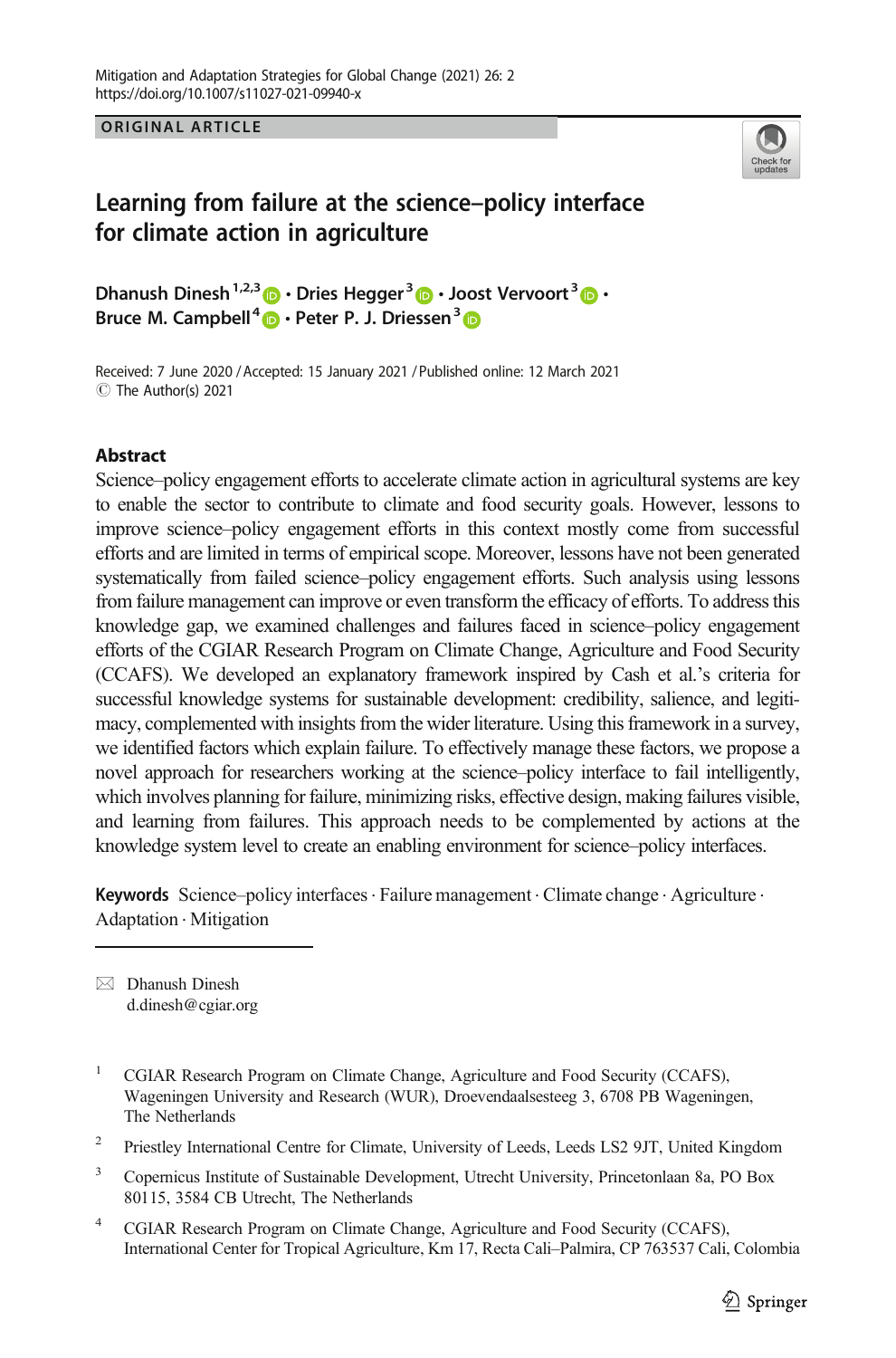ORIGINAL ARTICLE

# Learning from failure at the science–policy interface for climate action in agriculture

Dhanush Dinesh[1,2,3] · Dries Hegger[3] · Joost Vervoort[3] · Bruce M. Campbell[4] · Peter P. J. Driessen[3]

Received: 7 June 2020 / Accepted: 15 January 2021 / Published online: 12 March 2021
© The Author(s) 2021

## Abstract

Science–policy engagement efforts to accelerate climate action in agricultural systems are key to enable the sector to contribute to climate and food security goals. However, lessons to improve science–policy engagement efforts in this context mostly come from successful efforts and are limited in terms of empirical scope. Moreover, lessons have not been generated systematically from failed science–policy engagement efforts. Such analysis using lessons from failure management can improve or even transform the efficacy of efforts. To address this knowledge gap, we examined challenges and failures faced in science–policy engagement efforts of the CGIAR Research Program on Climate Change, Agriculture and Food Security (CCAFS). We developed an explanatory framework inspired by Cash et al.'s criteria for successful knowledge systems for sustainable development: credibility, salience, and legitimacy, complemented with insights from the wider literature. Using this framework in a survey, we identified factors which explain failure. To effectively manage these factors, we propose a novel approach for researchers working at the science–policy interface to fail intelligently, which involves planning for failure, minimizing risks, effective design, making failures visible, and learning from failures. This approach needs to be complemented by actions at the knowledge system level to create an enabling environment for science–policy interfaces.

**Keywords** Science–policy interfaces · Failure management · Climate change · Agriculture · Adaptation · Mitigation

✉ Dhanush Dinesh
d.dinesh@cgiar.org

[1] CGIAR Research Program on Climate Change, Agriculture and Food Security (CCAFS), Wageningen University and Research (WUR), Droevendaalsesteeg 3, 6708 PB Wageningen, The Netherlands

[2] Priestley International Centre for Climate, University of Leeds, Leeds LS2 9JT, United Kingdom

[3] Copernicus Institute of Sustainable Development, Utrecht University, Princetonlaan 8a, PO Box 80115, 3584 CB Utrecht, The Netherlands

[4] CGIAR Research Program on Climate Change, Agriculture and Food Security (CCAFS), International Center for Tropical Agriculture, Km 17, Recta Cali–Palmira, CP 763537 Cali, Colombia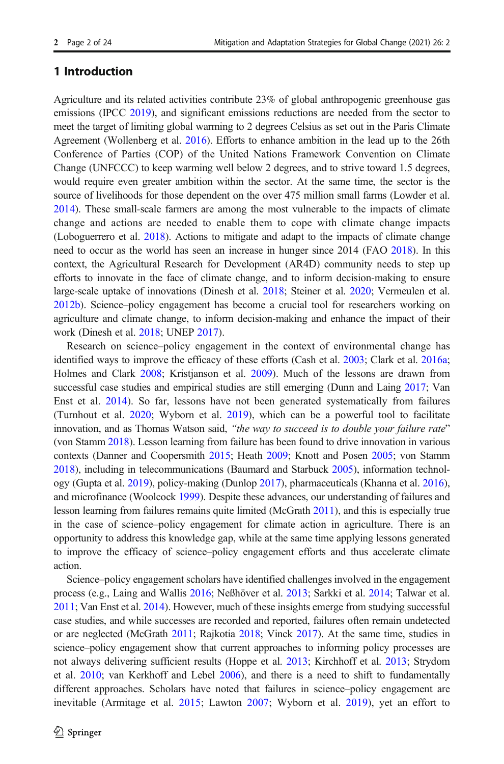## 1 Introduction

Agriculture and its related activities contribute 23% of global anthropogenic greenhouse gas emissions (IPCC 2019), and significant emissions reductions are needed from the sector to meet the target of limiting global warming to 2 degrees Celsius as set out in the Paris Climate Agreement (Wollenberg et al. 2016). Efforts to enhance ambition in the lead up to the 26th Conference of Parties (COP) of the United Nations Framework Convention on Climate Change (UNFCCC) to keep warming well below 2 degrees, and to strive toward 1.5 degrees, would require even greater ambition within the sector. At the same time, the sector is the source of livelihoods for those dependent on the over 475 million small farms (Lowder et al. 2014). These small-scale farmers are among the most vulnerable to the impacts of climate change and actions are needed to enable them to cope with climate change impacts (Loboguerrero et al. 2018). Actions to mitigate and adapt to the impacts of climate change need to occur as the world has seen an increase in hunger since 2014 (FAO 2018). In this context, the Agricultural Research for Development (AR4D) community needs to step up efforts to innovate in the face of climate change, and to inform decision-making to ensure large-scale uptake of innovations (Dinesh et al. 2018; Steiner et al. 2020; Vermeulen et al. 2012b). Science–policy engagement has become a crucial tool for researchers working on agriculture and climate change, to inform decision-making and enhance the impact of their work (Dinesh et al. 2018; UNEP 2017).

Research on science–policy engagement in the context of environmental change has identified ways to improve the efficacy of these efforts (Cash et al. 2003; Clark et al. 2016a; Holmes and Clark 2008; Kristjanson et al. 2009). Much of the lessons are drawn from successful case studies and empirical studies are still emerging (Dunn and Laing 2017; Van Enst et al. 2014). So far, lessons have not been generated systematically from failures (Turnhout et al. 2020; Wyborn et al. 2019), which can be a powerful tool to facilitate innovation, and as Thomas Watson said, *"the way to succeed is to double your failure rate"* (von Stamm 2018). Lesson learning from failure has been found to drive innovation in various contexts (Danner and Coopersmith 2015; Heath 2009; Knott and Posen 2005; von Stamm 2018), including in telecommunications (Baumard and Starbuck 2005), information technology (Gupta et al. 2019), policy-making (Dunlop 2017), pharmaceuticals (Khanna et al. 2016), and microfinance (Woolcock 1999). Despite these advances, our understanding of failures and lesson learning from failures remains quite limited (McGrath 2011), and this is especially true in the case of science–policy engagement for climate action in agriculture. There is an opportunity to address this knowledge gap, while at the same time applying lessons generated to improve the efficacy of science–policy engagement efforts and thus accelerate climate action.

Science–policy engagement scholars have identified challenges involved in the engagement process (e.g., Laing and Wallis 2016; Neßhöver et al. 2013; Sarkki et al. 2014; Talwar et al. 2011; Van Enst et al. 2014). However, much of these insights emerge from studying successful case studies, and while successes are recorded and reported, failures often remain undetected or are neglected (McGrath 2011; Rajkotia 2018; Vinck 2017). At the same time, studies in science–policy engagement show that current approaches to informing policy processes are not always delivering sufficient results (Hoppe et al. 2013; Kirchhoff et al. 2013; Strydom et al. 2010; van Kerkhoff and Lebel 2006), and there is a need to shift to fundamentally different approaches. Scholars have noted that failures in science–policy engagement are inevitable (Armitage et al. 2015; Lawton 2007; Wyborn et al. 2019), yet an effort to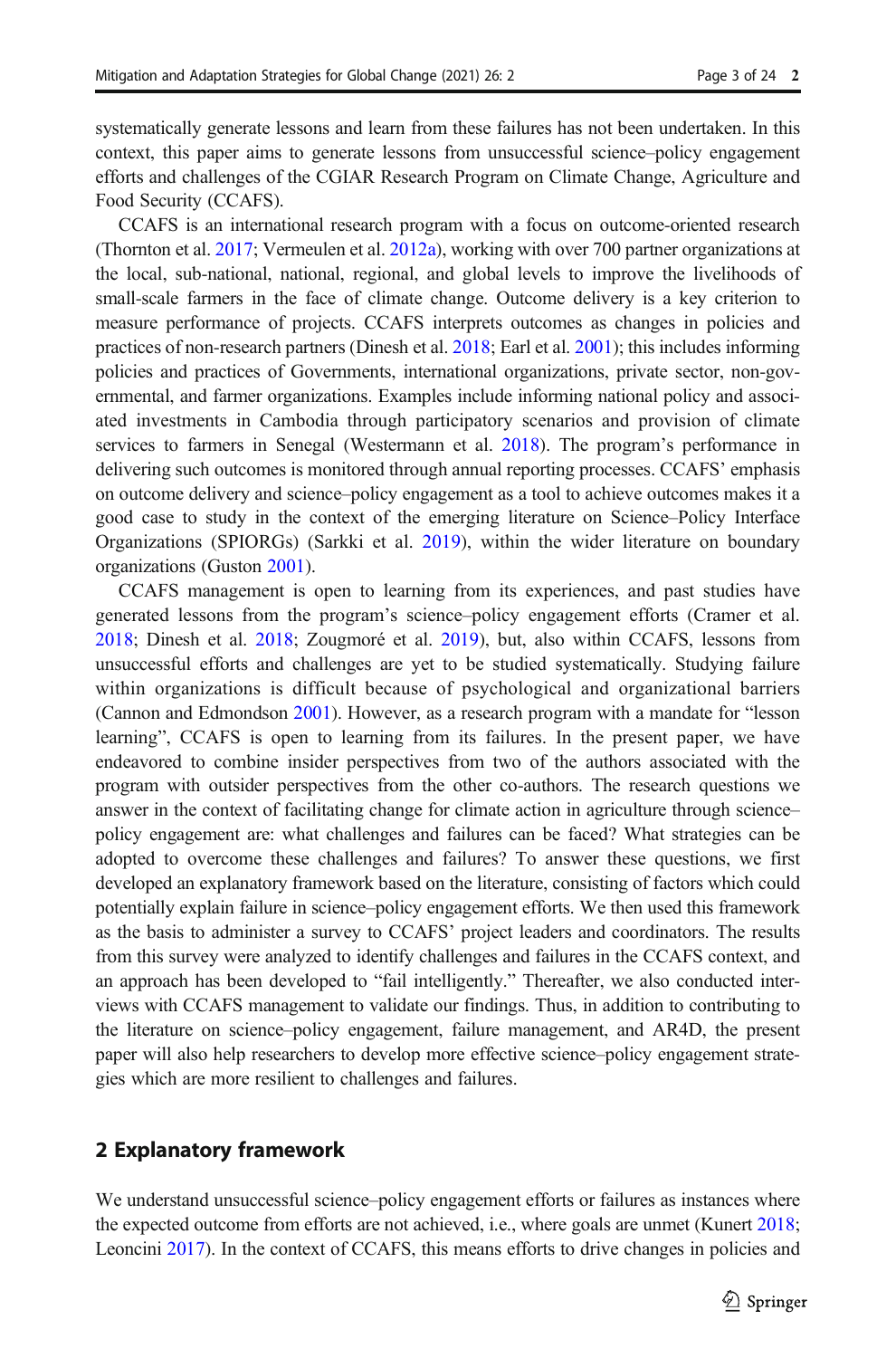systematically generate lessons and learn from these failures has not been undertaken. In this context, this paper aims to generate lessons from unsuccessful science–policy engagement efforts and challenges of the CGIAR Research Program on Climate Change, Agriculture and Food Security (CCAFS).

CCAFS is an international research program with a focus on outcome-oriented research (Thornton et al. 2017; Vermeulen et al. 2012a), working with over 700 partner organizations at the local, sub-national, national, regional, and global levels to improve the livelihoods of small-scale farmers in the face of climate change. Outcome delivery is a key criterion to measure performance of projects. CCAFS interprets outcomes as changes in policies and practices of non-research partners (Dinesh et al. 2018; Earl et al. 2001); this includes informing policies and practices of Governments, international organizations, private sector, non-governmental, and farmer organizations. Examples include informing national policy and associated investments in Cambodia through participatory scenarios and provision of climate services to farmers in Senegal (Westermann et al. 2018). The program's performance in delivering such outcomes is monitored through annual reporting processes. CCAFS' emphasis on outcome delivery and science–policy engagement as a tool to achieve outcomes makes it a good case to study in the context of the emerging literature on Science–Policy Interface Organizations (SPIORGs) (Sarkki et al. 2019), within the wider literature on boundary organizations (Guston 2001).

CCAFS management is open to learning from its experiences, and past studies have generated lessons from the program's science–policy engagement efforts (Cramer et al. 2018; Dinesh et al. 2018; Zougmoré et al. 2019), but, also within CCAFS, lessons from unsuccessful efforts and challenges are yet to be studied systematically. Studying failure within organizations is difficult because of psychological and organizational barriers (Cannon and Edmondson 2001). However, as a research program with a mandate for "lesson learning", CCAFS is open to learning from its failures. In the present paper, we have endeavored to combine insider perspectives from two of the authors associated with the program with outsider perspectives from the other co-authors. The research questions we answer in the context of facilitating change for climate action in agriculture through science–policy engagement are: what challenges and failures can be faced? What strategies can be adopted to overcome these challenges and failures? To answer these questions, we first developed an explanatory framework based on the literature, consisting of factors which could potentially explain failure in science–policy engagement efforts. We then used this framework as the basis to administer a survey to CCAFS' project leaders and coordinators. The results from this survey were analyzed to identify challenges and failures in the CCAFS context, and an approach has been developed to "fail intelligently." Thereafter, we also conducted interviews with CCAFS management to validate our findings. Thus, in addition to contributing to the literature on science–policy engagement, failure management, and AR4D, the present paper will also help researchers to develop more effective science–policy engagement strategies which are more resilient to challenges and failures.

## 2 Explanatory framework

We understand unsuccessful science–policy engagement efforts or failures as instances where the expected outcome from efforts are not achieved, i.e., where goals are unmet (Kunert 2018; Leoncini 2017). In the context of CCAFS, this means efforts to drive changes in policies and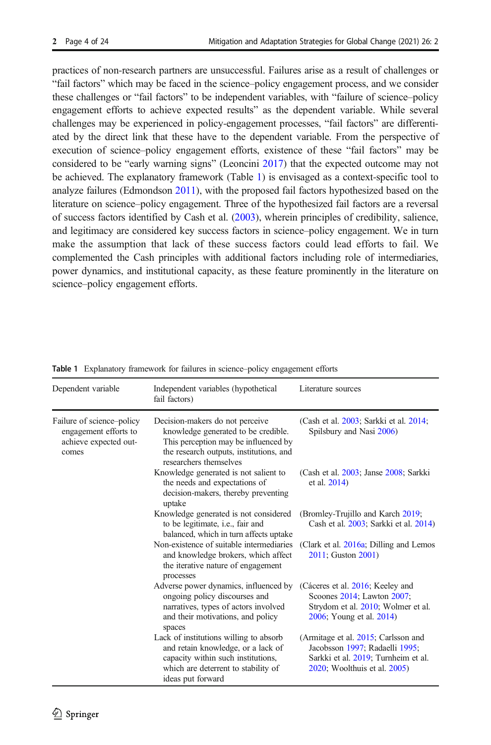practices of non-research partners are unsuccessful. Failures arise as a result of challenges or "fail factors" which may be faced in the science–policy engagement process, and we consider these challenges or "fail factors" to be independent variables, with "failure of science–policy engagement efforts to achieve expected results" as the dependent variable. While several challenges may be experienced in policy-engagement processes, "fail factors" are differentiated by the direct link that these have to the dependent variable. From the perspective of execution of science–policy engagement efforts, existence of these "fail factors" may be considered to be "early warning signs" (Leoncini 2017) that the expected outcome may not be achieved. The explanatory framework (Table 1) is envisaged as a context-specific tool to analyze failures (Edmondson 2011), with the proposed fail factors hypothesized based on the literature on science–policy engagement. Three of the hypothesized fail factors are a reversal of success factors identified by Cash et al. (2003), wherein principles of credibility, salience, and legitimacy are considered key success factors in science–policy engagement. We in turn make the assumption that lack of these success factors could lead efforts to fail. We complemented the Cash principles with additional factors including role of intermediaries, power dynamics, and institutional capacity, as these feature prominently in the literature on science–policy engagement efforts.

**Table 1** Explanatory framework for failures in science–policy engagement efforts

| Dependent variable | Independent variables (hypothetical fail factors) | Literature sources |
|---|---|---|
| Failure of science–policy engagement efforts to achieve expected outcomes | Decision-makers do not perceive knowledge generated to be credible. This perception may be influenced by the research outputs, institutions, and researchers themselves | (Cash et al. 2003; Sarkki et al. 2014; Spilsbury and Nasi 2006) |
| | Knowledge generated is not salient to the needs and expectations of decision-makers, thereby preventing uptake | (Cash et al. 2003; Janse 2008; Sarkki et al. 2014) |
| | Knowledge generated is not considered to be legitimate, i.e., fair and balanced, which in turn affects uptake | (Bromley-Trujillo and Karch 2019; Cash et al. 2003; Sarkki et al. 2014) |
| | Non-existence of suitable intermediaries and knowledge brokers, which affect the iterative nature of engagement processes | (Clark et al. 2016a; Dilling and Lemos 2011; Guston 2001) |
| | Adverse power dynamics, influenced by ongoing policy discourses and narratives, types of actors involved and their motivations, and policy spaces | (Cáceres et al. 2016; Keeley and Scoones 2014; Lawton 2007; Strydom et al. 2010; Wolmer et al. 2006; Young et al. 2014) |
| | Lack of institutions willing to absorb and retain knowledge, or a lack of capacity within such institutions, which are deterrent to stability of ideas put forward | (Armitage et al. 2015; Carlsson and Jacobsson 1997; Radaelli 1995; Sarkki et al. 2019; Turnheim et al. 2020; Woolthuis et al. 2005) |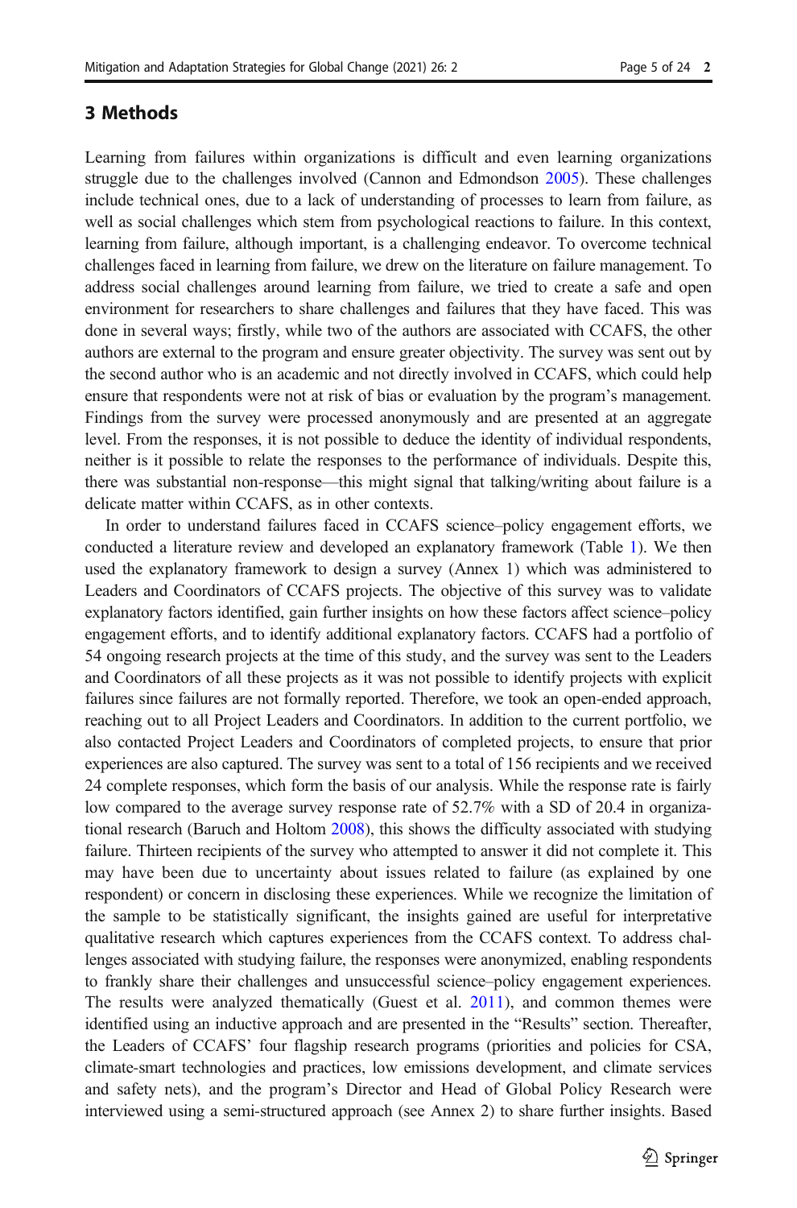## 3 Methods

Learning from failures within organizations is difficult and even learning organizations struggle due to the challenges involved (Cannon and Edmondson 2005). These challenges include technical ones, due to a lack of understanding of processes to learn from failure, as well as social challenges which stem from psychological reactions to failure. In this context, learning from failure, although important, is a challenging endeavor. To overcome technical challenges faced in learning from failure, we drew on the literature on failure management. To address social challenges around learning from failure, we tried to create a safe and open environment for researchers to share challenges and failures that they have faced. This was done in several ways; firstly, while two of the authors are associated with CCAFS, the other authors are external to the program and ensure greater objectivity. The survey was sent out by the second author who is an academic and not directly involved in CCAFS, which could help ensure that respondents were not at risk of bias or evaluation by the program's management. Findings from the survey were processed anonymously and are presented at an aggregate level. From the responses, it is not possible to deduce the identity of individual respondents, neither is it possible to relate the responses to the performance of individuals. Despite this, there was substantial non-response—this might signal that talking/writing about failure is a delicate matter within CCAFS, as in other contexts.

In order to understand failures faced in CCAFS science–policy engagement efforts, we conducted a literature review and developed an explanatory framework (Table 1). We then used the explanatory framework to design a survey (Annex 1) which was administered to Leaders and Coordinators of CCAFS projects. The objective of this survey was to validate explanatory factors identified, gain further insights on how these factors affect science–policy engagement efforts, and to identify additional explanatory factors. CCAFS had a portfolio of 54 ongoing research projects at the time of this study, and the survey was sent to the Leaders and Coordinators of all these projects as it was not possible to identify projects with explicit failures since failures are not formally reported. Therefore, we took an open-ended approach, reaching out to all Project Leaders and Coordinators. In addition to the current portfolio, we also contacted Project Leaders and Coordinators of completed projects, to ensure that prior experiences are also captured. The survey was sent to a total of 156 recipients and we received 24 complete responses, which form the basis of our analysis. While the response rate is fairly low compared to the average survey response rate of 52.7% with a SD of 20.4 in organizational research (Baruch and Holtom 2008), this shows the difficulty associated with studying failure. Thirteen recipients of the survey who attempted to answer it did not complete it. This may have been due to uncertainty about issues related to failure (as explained by one respondent) or concern in disclosing these experiences. While we recognize the limitation of the sample to be statistically significant, the insights gained are useful for interpretative qualitative research which captures experiences from the CCAFS context. To address challenges associated with studying failure, the responses were anonymized, enabling respondents to frankly share their challenges and unsuccessful science–policy engagement experiences. The results were analyzed thematically (Guest et al. 2011), and common themes were identified using an inductive approach and are presented in the "Results" section. Thereafter, the Leaders of CCAFS' four flagship research programs (priorities and policies for CSA, climate-smart technologies and practices, low emissions development, and climate services and safety nets), and the program's Director and Head of Global Policy Research were interviewed using a semi-structured approach (see Annex 2) to share further insights. Based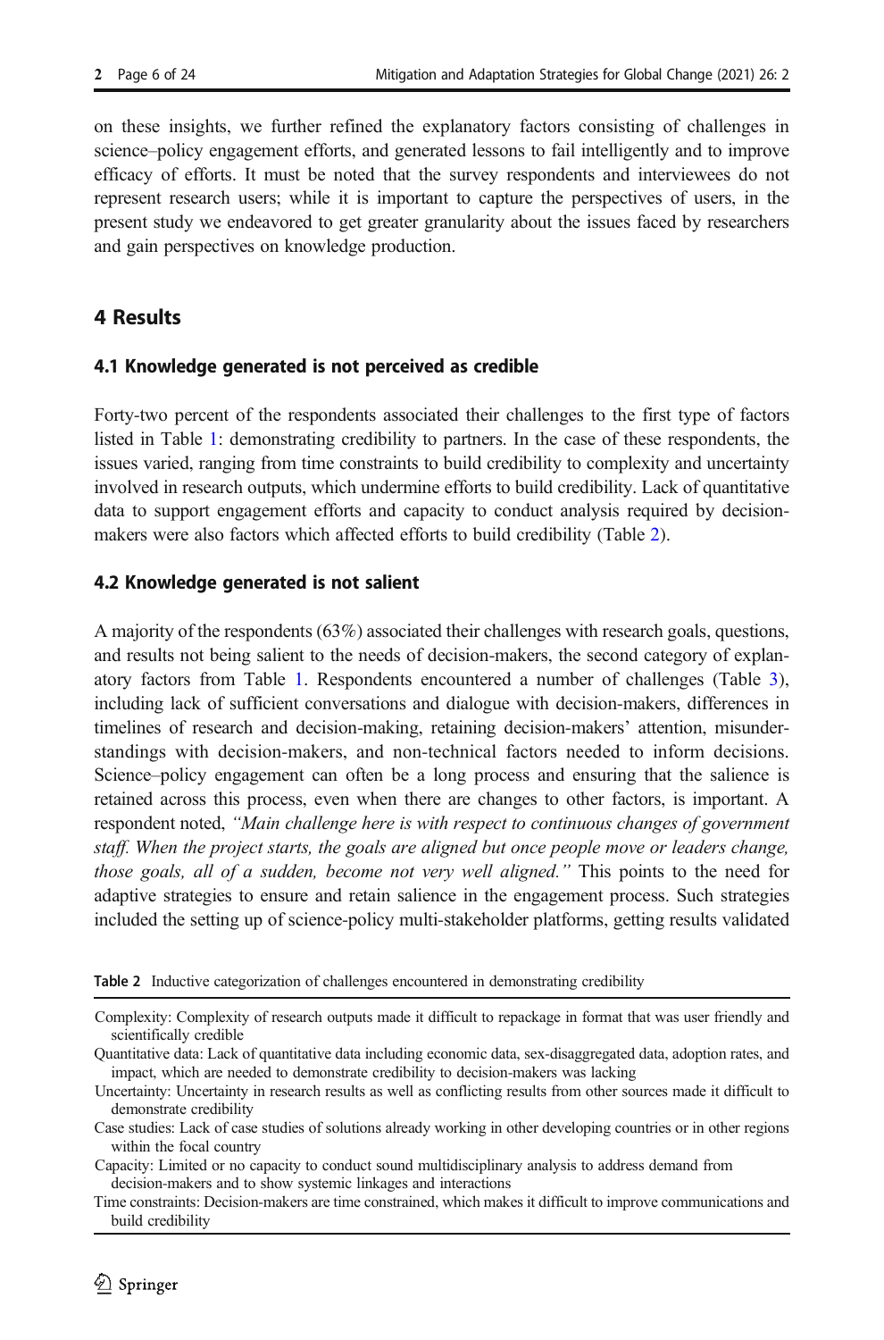on these insights, we further refined the explanatory factors consisting of challenges in science–policy engagement efforts, and generated lessons to fail intelligently and to improve efficacy of efforts. It must be noted that the survey respondents and interviewees do not represent research users; while it is important to capture the perspectives of users, in the present study we endeavored to get greater granularity about the issues faced by researchers and gain perspectives on knowledge production.

## 4 Results

### 4.1 Knowledge generated is not perceived as credible

Forty-two percent of the respondents associated their challenges to the first type of factors listed in Table 1: demonstrating credibility to partners. In the case of these respondents, the issues varied, ranging from time constraints to build credibility to complexity and uncertainty involved in research outputs, which undermine efforts to build credibility. Lack of quantitative data to support engagement efforts and capacity to conduct analysis required by decision-makers were also factors which affected efforts to build credibility (Table 2).

### 4.2 Knowledge generated is not salient

A majority of the respondents (63%) associated their challenges with research goals, questions, and results not being salient to the needs of decision-makers, the second category of explanatory factors from Table 1. Respondents encountered a number of challenges (Table 3), including lack of sufficient conversations and dialogue with decision-makers, differences in timelines of research and decision-making, retaining decision-makers' attention, misunderstandings with decision-makers, and non-technical factors needed to inform decisions. Science–policy engagement can often be a long process and ensuring that the salience is retained across this process, even when there are changes to other factors, is important. A respondent noted, *"Main challenge here is with respect to continuous changes of government staff. When the project starts, the goals are aligned but once people move or leaders change, those goals, all of a sudden, become not very well aligned."* This points to the need for adaptive strategies to ensure and retain salience in the engagement process. Such strategies included the setting up of science-policy multi-stakeholder platforms, getting results validated

**Table 2** Inductive categorization of challenges encountered in demonstrating credibility

| |
|---|
| Complexity: Complexity of research outputs made it difficult to repackage in format that was user friendly and scientifically credible |
| Quantitative data: Lack of quantitative data including economic data, sex-disaggregated data, adoption rates, and impact, which are needed to demonstrate credibility to decision-makers was lacking |
| Uncertainty: Uncertainty in research results as well as conflicting results from other sources made it difficult to demonstrate credibility |
| Case studies: Lack of case studies of solutions already working in other developing countries or in other regions within the focal country |
| Capacity: Limited or no capacity to conduct sound multidisciplinary analysis to address demand from decision-makers and to show systemic linkages and interactions |
| Time constraints: Decision-makers are time constrained, which makes it difficult to improve communications and build credibility |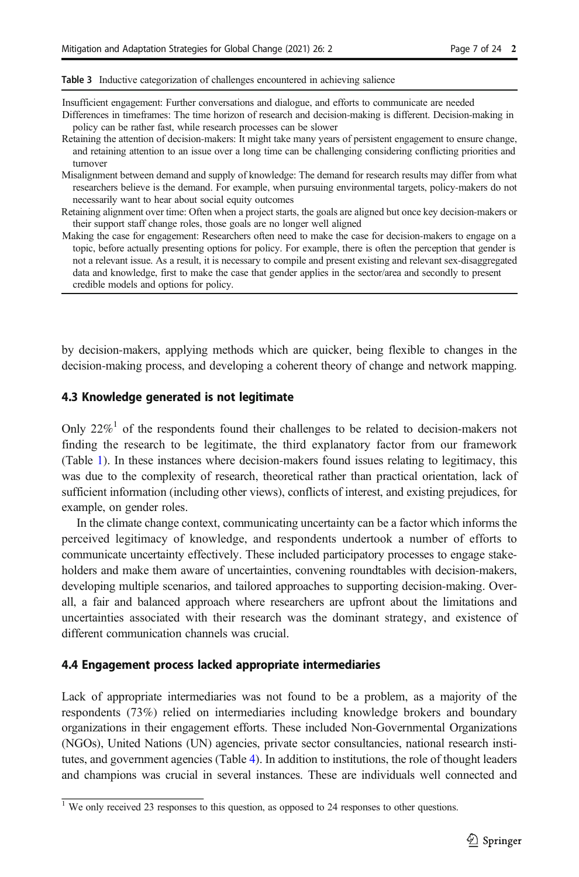Table 3 Inductive categorization of challenges encountered in achieving salience

| |
|---|
| Insufficient engagement: Further conversations and dialogue, and efforts to communicate are needed |
| Differences in timeframes: The time horizon of research and decision-making is different. Decision-making in policy can be rather fast, while research processes can be slower |
| Retaining the attention of decision-makers: It might take many years of persistent engagement to ensure change, and retaining attention to an issue over a long time can be challenging considering conflicting priorities and turnover |
| Misalignment between demand and supply of knowledge: The demand for research results may differ from what researchers believe is the demand. For example, when pursuing environmental targets, policy-makers do not necessarily want to hear about social equity outcomes |
| Retaining alignment over time: Often when a project starts, the goals are aligned but once key decision-makers or their support staff change roles, those goals are no longer well aligned |
| Making the case for engagement: Researchers often need to make the case for decision-makers to engage on a topic, before actually presenting options for policy. For example, there is often the perception that gender is not a relevant issue. As a result, it is necessary to compile and present existing and relevant sex-disaggregated data and knowledge, first to make the case that gender applies in the sector/area and secondly to present credible models and options for policy. |

by decision-makers, applying methods which are quicker, being flexible to changes in the decision-making process, and developing a coherent theory of change and network mapping.

### 4.3 Knowledge generated is not legitimate

Only 22%[1] of the respondents found their challenges to be related to decision-makers not finding the research to be legitimate, the third explanatory factor from our framework (Table 1). In these instances where decision-makers found issues relating to legitimacy, this was due to the complexity of research, theoretical rather than practical orientation, lack of sufficient information (including other views), conflicts of interest, and existing prejudices, for example, on gender roles.

In the climate change context, communicating uncertainty can be a factor which informs the perceived legitimacy of knowledge, and respondents undertook a number of efforts to communicate uncertainty effectively. These included participatory processes to engage stakeholders and make them aware of uncertainties, convening roundtables with decision-makers, developing multiple scenarios, and tailored approaches to supporting decision-making. Overall, a fair and balanced approach where researchers are upfront about the limitations and uncertainties associated with their research was the dominant strategy, and existence of different communication channels was crucial.

### 4.4 Engagement process lacked appropriate intermediaries

Lack of appropriate intermediaries was not found to be a problem, as a majority of the respondents (73%) relied on intermediaries including knowledge brokers and boundary organizations in their engagement efforts. These included Non-Governmental Organizations (NGOs), United Nations (UN) agencies, private sector consultancies, national research institutes, and government agencies (Table 4). In addition to institutions, the role of thought leaders and champions was crucial in several instances. These are individuals well connected and

[1] We only received 23 responses to this question, as opposed to 24 responses to other questions.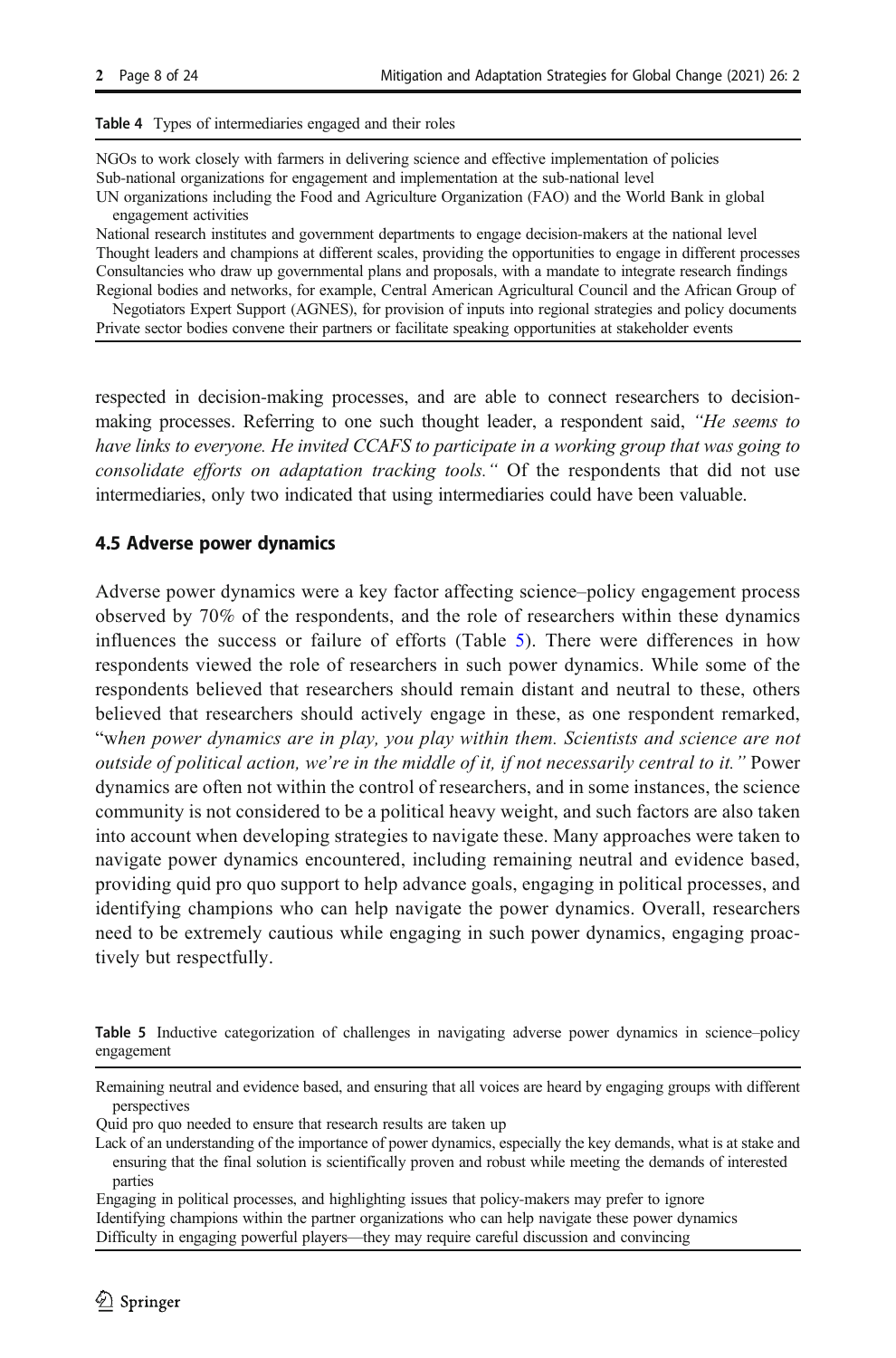Table 4 Types of intermediaries engaged and their roles

| |
|---|
| NGOs to work closely with farmers in delivering science and effective implementation of policies |
| Sub-national organizations for engagement and implementation at the sub-national level |
| UN organizations including the Food and Agriculture Organization (FAO) and the World Bank in global engagement activities |
| National research institutes and government departments to engage decision-makers at the national level |
| Thought leaders and champions at different scales, providing the opportunities to engage in different processes |
| Consultancies who draw up governmental plans and proposals, with a mandate to integrate research findings |
| Regional bodies and networks, for example, Central American Agricultural Council and the African Group of Negotiators Expert Support (AGNES), for provision of inputs into regional strategies and policy documents |
| Private sector bodies convene their partners or facilitate speaking opportunities at stakeholder events |

respected in decision-making processes, and are able to connect researchers to decision-making processes. Referring to one such thought leader, a respondent said, *"He seems to have links to everyone. He invited CCAFS to participate in a working group that was going to consolidate efforts on adaptation tracking tools."* Of the respondents that did not use intermediaries, only two indicated that using intermediaries could have been valuable.

### 4.5 Adverse power dynamics

Adverse power dynamics were a key factor affecting science–policy engagement process observed by 70% of the respondents, and the role of researchers within these dynamics influences the success or failure of efforts (Table 5). There were differences in how respondents viewed the role of researchers in such power dynamics. While some of the respondents believed that researchers should remain distant and neutral to these, others believed that researchers should actively engage in these, as one respondent remarked, "*when power dynamics are in play, you play within them. Scientists and science are not outside of political action, we're in the middle of it, if not necessarily central to it.*" Power dynamics are often not within the control of researchers, and in some instances, the science community is not considered to be a political heavy weight, and such factors are also taken into account when developing strategies to navigate these. Many approaches were taken to navigate power dynamics encountered, including remaining neutral and evidence based, providing quid pro quo support to help advance goals, engaging in political processes, and identifying champions who can help navigate the power dynamics. Overall, researchers need to be extremely cautious while engaging in such power dynamics, engaging proactively but respectfully.

Table 5 Inductive categorization of challenges in navigating adverse power dynamics in science–policy engagement

| |
|---|
| Remaining neutral and evidence based, and ensuring that all voices are heard by engaging groups with different perspectives |
| Quid pro quo needed to ensure that research results are taken up |
| Lack of an understanding of the importance of power dynamics, especially the key demands, what is at stake and ensuring that the final solution is scientifically proven and robust while meeting the demands of interested parties |
| Engaging in political processes, and highlighting issues that policy-makers may prefer to ignore |
| Identifying champions within the partner organizations who can help navigate these power dynamics |
| Difficulty in engaging powerful players—they may require careful discussion and convincing |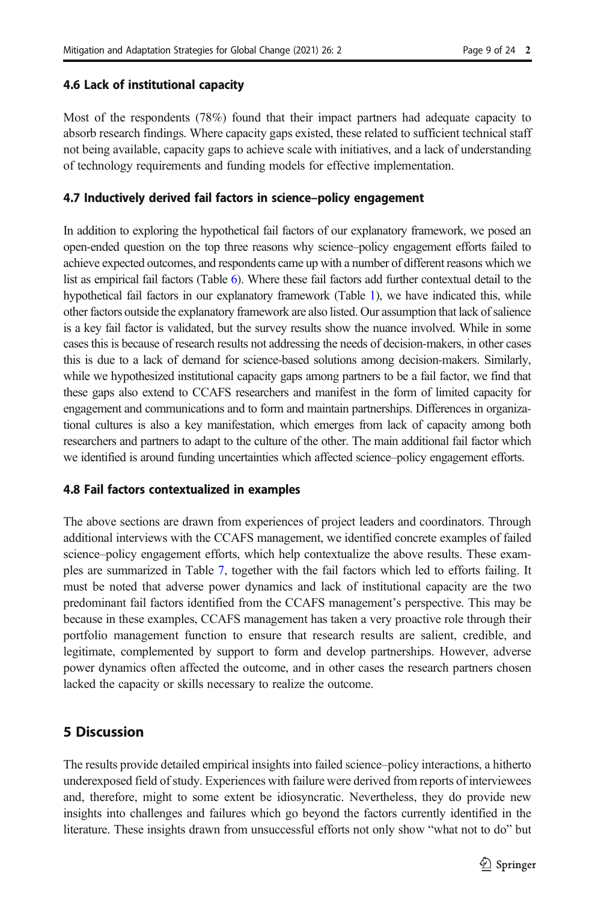### 4.6 Lack of institutional capacity

Most of the respondents (78%) found that their impact partners had adequate capacity to absorb research findings. Where capacity gaps existed, these related to sufficient technical staff not being available, capacity gaps to achieve scale with initiatives, and a lack of understanding of technology requirements and funding models for effective implementation.

### 4.7 Inductively derived fail factors in science–policy engagement

In addition to exploring the hypothetical fail factors of our explanatory framework, we posed an open-ended question on the top three reasons why science–policy engagement efforts failed to achieve expected outcomes, and respondents came up with a number of different reasons which we list as empirical fail factors (Table 6). Where these fail factors add further contextual detail to the hypothetical fail factors in our explanatory framework (Table 1), we have indicated this, while other factors outside the explanatory framework are also listed. Our assumption that lack of salience is a key fail factor is validated, but the survey results show the nuance involved. While in some cases this is because of research results not addressing the needs of decision-makers, in other cases this is due to a lack of demand for science-based solutions among decision-makers. Similarly, while we hypothesized institutional capacity gaps among partners to be a fail factor, we find that these gaps also extend to CCAFS researchers and manifest in the form of limited capacity for engagement and communications and to form and maintain partnerships. Differences in organizational cultures is also a key manifestation, which emerges from lack of capacity among both researchers and partners to adapt to the culture of the other. The main additional fail factor which we identified is around funding uncertainties which affected science–policy engagement efforts.

### 4.8 Fail factors contextualized in examples

The above sections are drawn from experiences of project leaders and coordinators. Through additional interviews with the CCAFS management, we identified concrete examples of failed science–policy engagement efforts, which help contextualize the above results. These examples are summarized in Table 7, together with the fail factors which led to efforts failing. It must be noted that adverse power dynamics and lack of institutional capacity are the two predominant fail factors identified from the CCAFS management's perspective. This may be because in these examples, CCAFS management has taken a very proactive role through their portfolio management function to ensure that research results are salient, credible, and legitimate, complemented by support to form and develop partnerships. However, adverse power dynamics often affected the outcome, and in other cases the research partners chosen lacked the capacity or skills necessary to realize the outcome.

## 5 Discussion

The results provide detailed empirical insights into failed science–policy interactions, a hitherto underexposed field of study. Experiences with failure were derived from reports of interviewees and, therefore, might to some extent be idiosyncratic. Nevertheless, they do provide new insights into challenges and failures which go beyond the factors currently identified in the literature. These insights drawn from unsuccessful efforts not only show "what not to do" but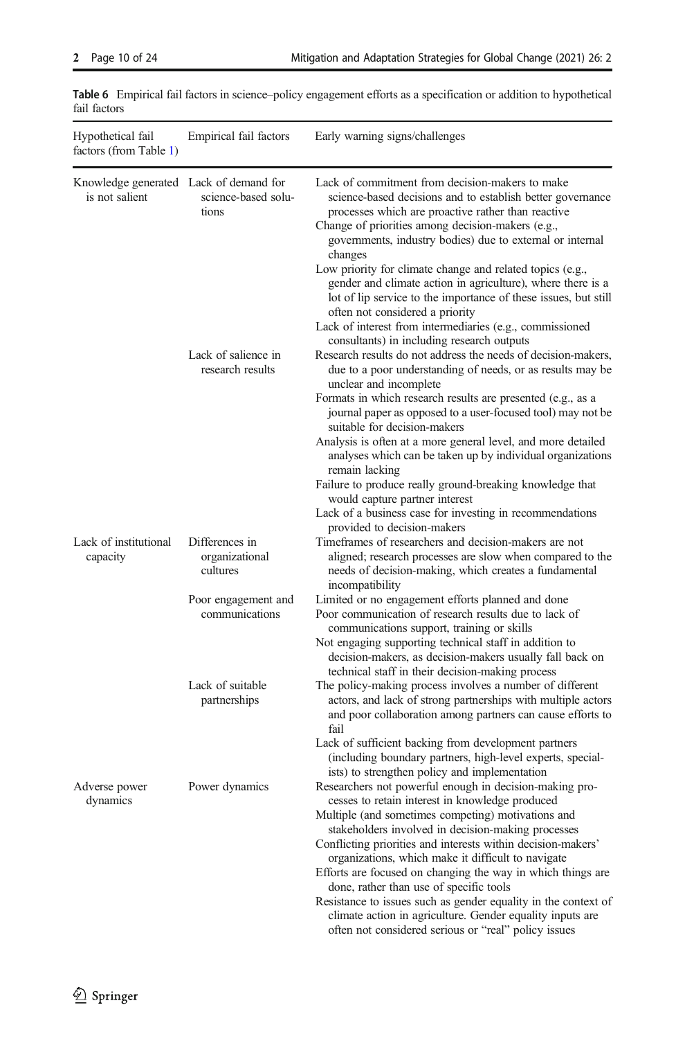**Table 6** Empirical fail factors in science–policy engagement efforts as a specification or addition to hypothetical fail factors

| Hypothetical fail factors (from Table 1) | Empirical fail factors | Early warning signs/challenges |
|---|---|---|
| Knowledge generated is not salient | Lack of demand for science-based solutions | Lack of commitment from decision-makers to make science-based decisions and to establish better governance processes which are proactive rather than reactive<br>Change of priorities among decision-makers (e.g., governments, industry bodies) due to external or internal changes<br>Low priority for climate change and related topics (e.g., gender and climate action in agriculture), where there is a lot of lip service to the importance of these issues, but still often not considered a priority<br>Lack of interest from intermediaries (e.g., commissioned consultants) in including research outputs |
| | Lack of salience in research results | Research results do not address the needs of decision-makers, due to a poor understanding of needs, or as results may be unclear and incomplete<br>Formats in which research results are presented (e.g., as a journal paper as opposed to a user-focused tool) may not be suitable for decision-makers<br>Analysis is often at a more general level, and more detailed analyses which can be taken up by individual organizations remain lacking<br>Failure to produce really ground-breaking knowledge that would capture partner interest<br>Lack of a business case for investing in recommendations provided to decision-makers |
| Lack of institutional capacity | Differences in organizational cultures | Timeframes of researchers and decision-makers are not aligned; research processes are slow when compared to the needs of decision-making, which creates a fundamental incompatibility |
| | Poor engagement and communications | Limited or no engagement efforts planned and done<br>Poor communication of research results due to lack of communications support, training or skills<br>Not engaging supporting technical staff in addition to decision-makers, as decision-makers usually fall back on technical staff in their decision-making process |
| | Lack of suitable partnerships | The policy-making process involves a number of different actors, and lack of strong partnerships with multiple actors and poor collaboration among partners can cause efforts to fail<br>Lack of sufficient backing from development partners (including boundary partners, high-level experts, specialists) to strengthen policy and implementation |
| Adverse power dynamics | Power dynamics | Researchers not powerful enough in decision-making processes to retain interest in knowledge produced<br>Multiple (and sometimes competing) motivations and stakeholders involved in decision-making processes<br>Conflicting priorities and interests within decision-makers' organizations, which make it difficult to navigate<br>Efforts are focused on changing the way in which things are done, rather than use of specific tools<br>Resistance to issues such as gender equality in the context of climate action in agriculture. Gender equality inputs are often not considered serious or "real" policy issues |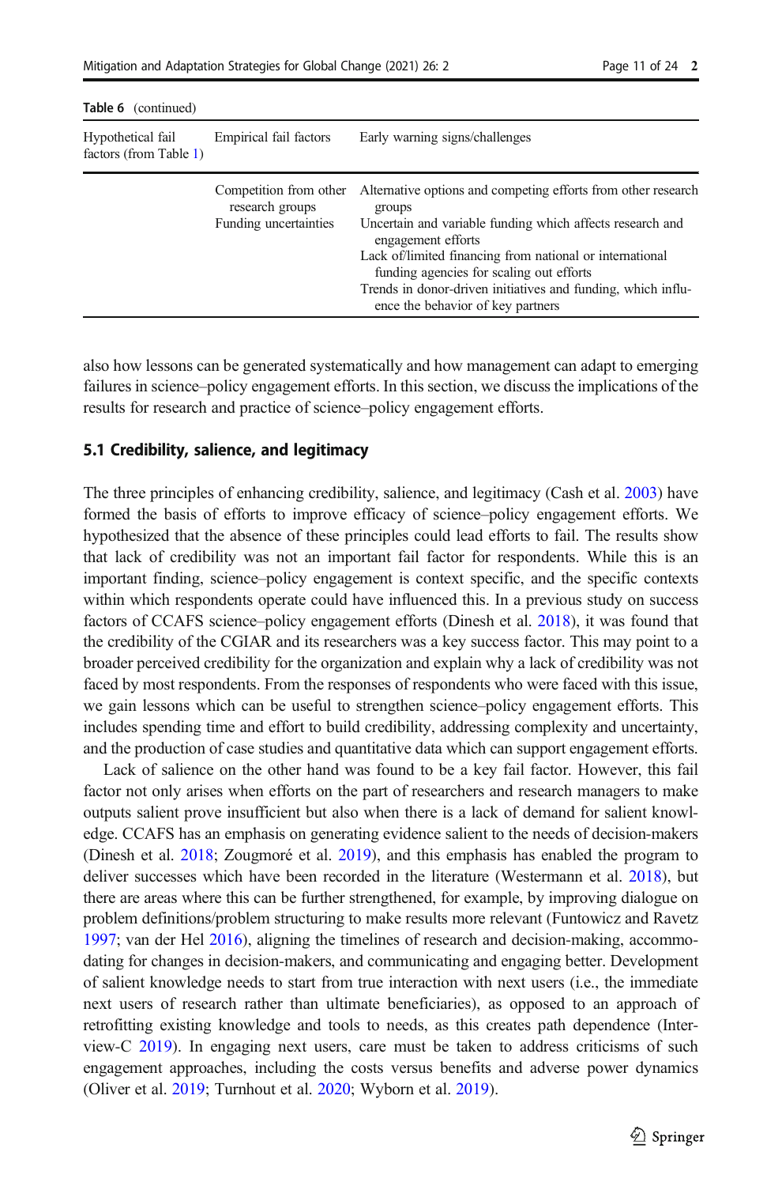Table 6 (continued)

| Hypothetical fail factors (from Table 1) | Empirical fail factors | Early warning signs/challenges |
|---|---|---|
| | Competition from other research groups | Alternative options and competing efforts from other research groups |
| | Funding uncertainties | Uncertain and variable funding which affects research and engagement efforts<br>Lack of/limited financing from national or international funding agencies for scaling out efforts<br>Trends in donor-driven initiatives and funding, which influence the behavior of key partners |

also how lessons can be generated systematically and how management can adapt to emerging failures in science–policy engagement efforts. In this section, we discuss the implications of the results for research and practice of science–policy engagement efforts.

### 5.1 Credibility, salience, and legitimacy

The three principles of enhancing credibility, salience, and legitimacy (Cash et al. 2003) have formed the basis of efforts to improve efficacy of science–policy engagement efforts. We hypothesized that the absence of these principles could lead efforts to fail. The results show that lack of credibility was not an important fail factor for respondents. While this is an important finding, science–policy engagement is context specific, and the specific contexts within which respondents operate could have influenced this. In a previous study on success factors of CCAFS science–policy engagement efforts (Dinesh et al. 2018), it was found that the credibility of the CGIAR and its researchers was a key success factor. This may point to a broader perceived credibility for the organization and explain why a lack of credibility was not faced by most respondents. From the responses of respondents who were faced with this issue, we gain lessons which can be useful to strengthen science–policy engagement efforts. This includes spending time and effort to build credibility, addressing complexity and uncertainty, and the production of case studies and quantitative data which can support engagement efforts.

Lack of salience on the other hand was found to be a key fail factor. However, this fail factor not only arises when efforts on the part of researchers and research managers to make outputs salient prove insufficient but also when there is a lack of demand for salient knowledge. CCAFS has an emphasis on generating evidence salient to the needs of decision-makers (Dinesh et al. 2018; Zougmoré et al. 2019), and this emphasis has enabled the program to deliver successes which have been recorded in the literature (Westermann et al. 2018), but there are areas where this can be further strengthened, for example, by improving dialogue on problem definitions/problem structuring to make results more relevant (Funtowicz and Ravetz 1997; van der Hel 2016), aligning the timelines of research and decision-making, accommodating for changes in decision-makers, and communicating and engaging better. Development of salient knowledge needs to start from true interaction with next users (i.e., the immediate next users of research rather than ultimate beneficiaries), as opposed to an approach of retrofitting existing knowledge and tools to needs, as this creates path dependence (Interview-C 2019). In engaging next users, care must be taken to address criticisms of such engagement approaches, including the costs versus benefits and adverse power dynamics (Oliver et al. 2019; Turnhout et al. 2020; Wyborn et al. 2019).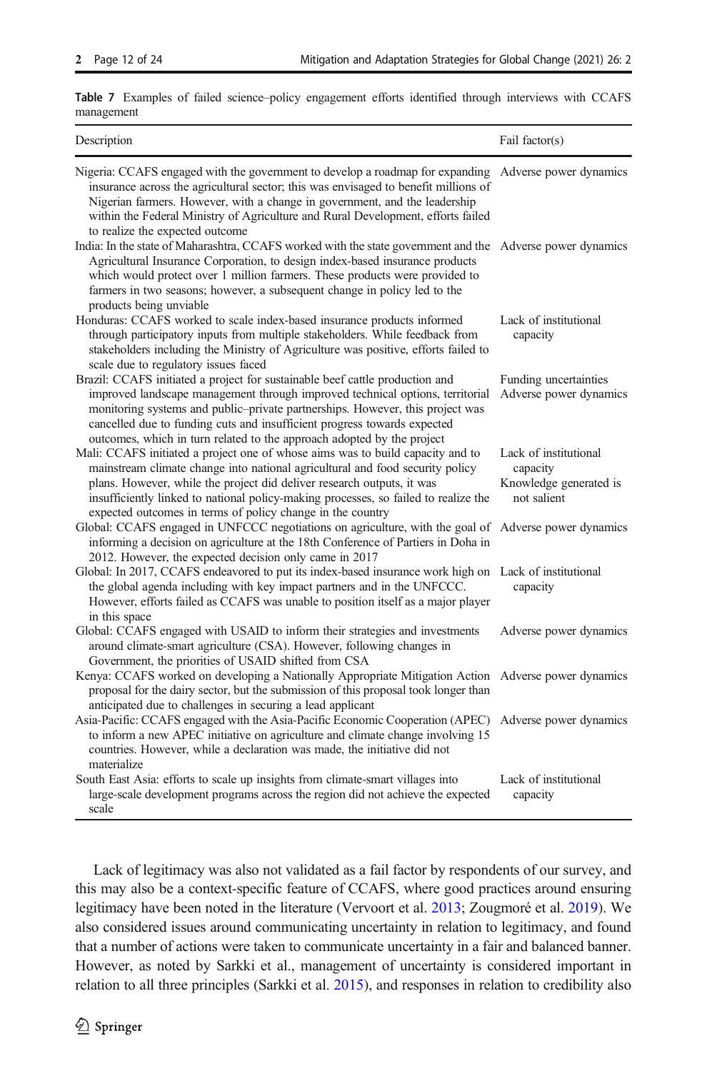**Table 7** Examples of failed science–policy engagement efforts identified through interviews with CCAFS management

| Description | Fail factor(s) |
|---|---|
| Nigeria: CCAFS engaged with the government to develop a roadmap for expanding insurance across the agricultural sector; this was envisaged to benefit millions of Nigerian farmers. However, with a change in government, and the leadership within the Federal Ministry of Agriculture and Rural Development, efforts failed to realize the expected outcome | Adverse power dynamics |
| India: In the state of Maharashtra, CCAFS worked with the state government and the Agricultural Insurance Corporation, to design index-based insurance products which would protect over 1 million farmers. These products were provided to farmers in two seasons; however, a subsequent change in policy led to the products being unviable | Adverse power dynamics |
| Honduras: CCAFS worked to scale index-based insurance products informed through participatory inputs from multiple stakeholders. While feedback from stakeholders including the Ministry of Agriculture was positive, efforts failed to scale due to regulatory issues faced | Lack of institutional capacity |
| Brazil: CCAFS initiated a project for sustainable beef cattle production and improved landscape management through improved technical options, territorial monitoring systems and public–private partnerships. However, this project was cancelled due to funding cuts and insufficient progress towards expected outcomes, which in turn related to the approach adopted by the project | Funding uncertainties<br>Adverse power dynamics |
| Mali: CCAFS initiated a project one of whose aims was to build capacity and to mainstream climate change into national agricultural and food security policy plans. However, while the project did deliver research outputs, it was insufficiently linked to national policy-making processes, so failed to realize the expected outcomes in terms of policy change in the country | Lack of institutional capacity<br>Knowledge generated is not salient |
| Global: CCAFS engaged in UNFCCC negotiations on agriculture, with the goal of informing a decision on agriculture at the 18th Conference of Parties in Doha in 2012. However, the expected decision only came in 2017 | Adverse power dynamics |
| Global: In 2017, CCAFS endeavored to put its index-based insurance work high on the global agenda including with key impact partners and in the UNFCCC. However, efforts failed as CCAFS was unable to position itself as a major player in this space | Lack of institutional capacity |
| Global: CCAFS engaged with USAID to inform their strategies and investments around climate-smart agriculture (CSA). However, following changes in Government, the priorities of USAID shifted from CSA | Adverse power dynamics |
| Kenya: CCAFS worked on developing a Nationally Appropriate Mitigation Action proposal for the dairy sector, but the submission of this proposal took longer than anticipated due to challenges in securing a lead applicant | Adverse power dynamics |
| Asia-Pacific: CCAFS engaged with the Asia-Pacific Economic Cooperation (APEC) to inform a new APEC initiative on agriculture and climate change involving 15 countries. However, while a declaration was made, the initiative did not materialize | Adverse power dynamics |
| South East Asia: efforts to scale up insights from climate-smart villages into large-scale development programs across the region did not achieve the expected scale | Lack of institutional capacity |

Lack of legitimacy was also not validated as a fail factor by respondents of our survey, and this may also be a context-specific feature of CCAFS, where good practices around ensuring legitimacy have been noted in the literature (Vervoort et al. 2013; Zougmoré et al. 2019). We also considered issues around communicating uncertainty in relation to legitimacy, and found that a number of actions were taken to communicate uncertainty in a fair and balanced banner. However, as noted by Sarkki et al., management of uncertainty is considered important in relation to all three principles (Sarkki et al. 2015), and responses in relation to credibility also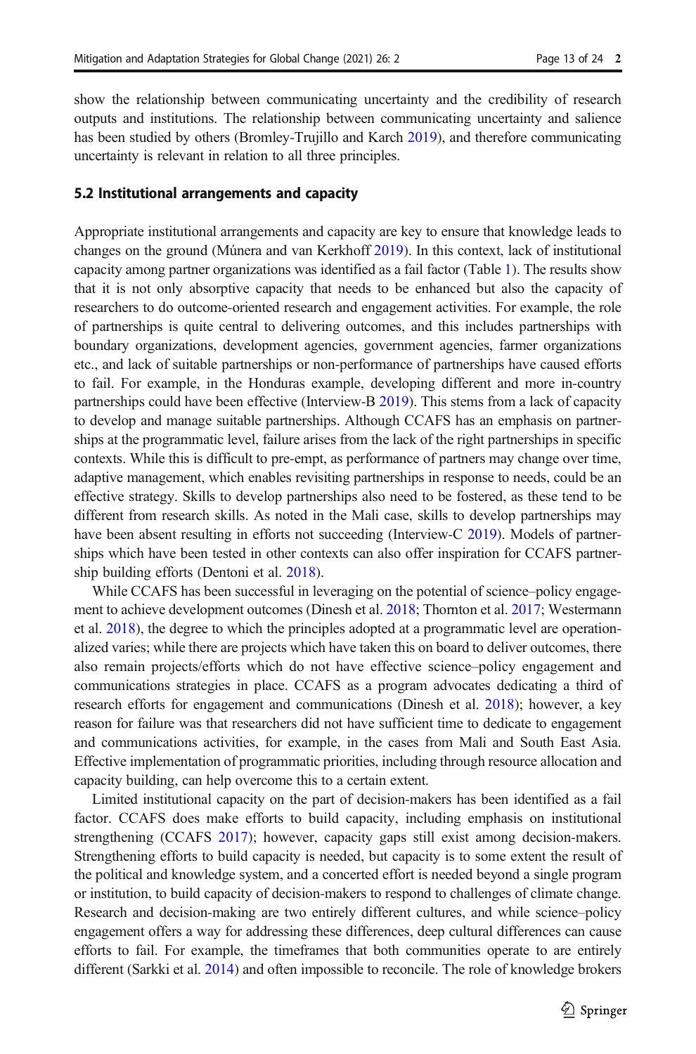show the relationship between communicating uncertainty and the credibility of research outputs and institutions. The relationship between communicating uncertainty and salience has been studied by others (Bromley-Trujillo and Karch 2019), and therefore communicating uncertainty is relevant in relation to all three principles.

### 5.2 Institutional arrangements and capacity

Appropriate institutional arrangements and capacity are key to ensure that knowledge leads to changes on the ground (Múnera and van Kerkhoff 2019). In this context, lack of institutional capacity among partner organizations was identified as a fail factor (Table 1). The results show that it is not only absorptive capacity that needs to be enhanced but also the capacity of researchers to do outcome-oriented research and engagement activities. For example, the role of partnerships is quite central to delivering outcomes, and this includes partnerships with boundary organizations, development agencies, government agencies, farmer organizations etc., and lack of suitable partnerships or non-performance of partnerships have caused efforts to fail. For example, in the Honduras example, developing different and more in-country partnerships could have been effective (Interview-B 2019). This stems from a lack of capacity to develop and manage suitable partnerships. Although CCAFS has an emphasis on partnerships at the programmatic level, failure arises from the lack of the right partnerships in specific contexts. While this is difficult to pre-empt, as performance of partners may change over time, adaptive management, which enables revisiting partnerships in response to needs, could be an effective strategy. Skills to develop partnerships also need to be fostered, as these tend to be different from research skills. As noted in the Mali case, skills to develop partnerships may have been absent resulting in efforts not succeeding (Interview-C 2019). Models of partnerships which have been tested in other contexts can also offer inspiration for CCAFS partnership building efforts (Dentoni et al. 2018).

While CCAFS has been successful in leveraging on the potential of science–policy engagement to achieve development outcomes (Dinesh et al. 2018; Thornton et al. 2017; Westermann et al. 2018), the degree to which the principles adopted at a programmatic level are operationalized varies; while there are projects which have taken this on board to deliver outcomes, there also remain projects/efforts which do not have effective science–policy engagement and communications strategies in place. CCAFS as a program advocates dedicating a third of research efforts for engagement and communications (Dinesh et al. 2018); however, a key reason for failure was that researchers did not have sufficient time to dedicate to engagement and communications activities, for example, in the cases from Mali and South East Asia. Effective implementation of programmatic priorities, including through resource allocation and capacity building, can help overcome this to a certain extent.

Limited institutional capacity on the part of decision-makers has been identified as a fail factor. CCAFS does make efforts to build capacity, including emphasis on institutional strengthening (CCAFS 2017); however, capacity gaps still exist among decision-makers. Strengthening efforts to build capacity is needed, but capacity is to some extent the result of the political and knowledge system, and a concerted effort is needed beyond a single program or institution, to build capacity of decision-makers to respond to challenges of climate change. Research and decision-making are two entirely different cultures, and while science–policy engagement offers a way for addressing these differences, deep cultural differences can cause efforts to fail. For example, the timeframes that both communities operate to are entirely different (Sarkki et al. 2014) and often impossible to reconcile. The role of knowledge brokers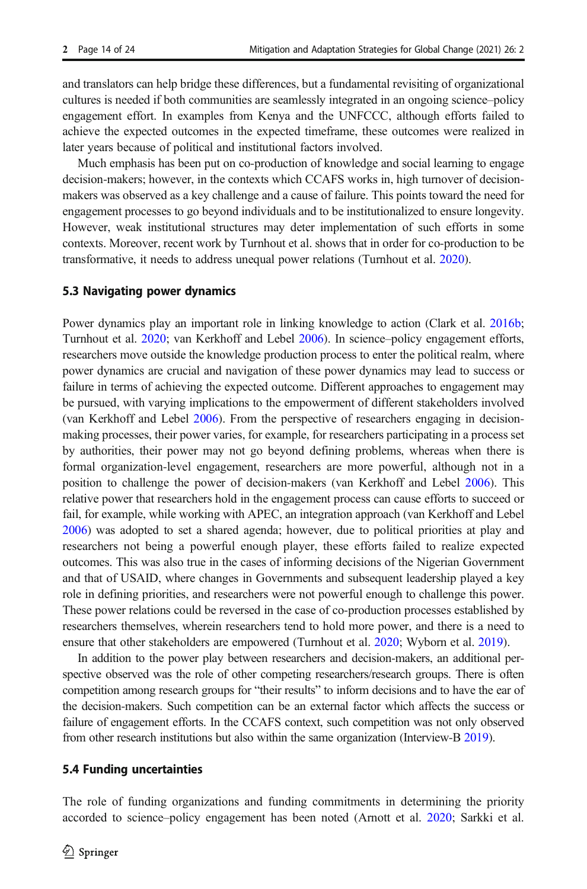and translators can help bridge these differences, but a fundamental revisiting of organizational cultures is needed if both communities are seamlessly integrated in an ongoing science–policy engagement effort. In examples from Kenya and the UNFCCC, although efforts failed to achieve the expected outcomes in the expected timeframe, these outcomes were realized in later years because of political and institutional factors involved.

Much emphasis has been put on co-production of knowledge and social learning to engage decision-makers; however, in the contexts which CCAFS works in, high turnover of decision-makers was observed as a key challenge and a cause of failure. This points toward the need for engagement processes to go beyond individuals and to be institutionalized to ensure longevity. However, weak institutional structures may deter implementation of such efforts in some contexts. Moreover, recent work by Turnhout et al. shows that in order for co-production to be transformative, it needs to address unequal power relations (Turnhout et al. 2020).

### 5.3 Navigating power dynamics

Power dynamics play an important role in linking knowledge to action (Clark et al. 2016b; Turnhout et al. 2020; van Kerkhoff and Lebel 2006). In science–policy engagement efforts, researchers move outside the knowledge production process to enter the political realm, where power dynamics are crucial and navigation of these power dynamics may lead to success or failure in terms of achieving the expected outcome. Different approaches to engagement may be pursued, with varying implications to the empowerment of different stakeholders involved (van Kerkhoff and Lebel 2006). From the perspective of researchers engaging in decision-making processes, their power varies, for example, for researchers participating in a process set by authorities, their power may not go beyond defining problems, whereas when there is formal organization-level engagement, researchers are more powerful, although not in a position to challenge the power of decision-makers (van Kerkhoff and Lebel 2006). This relative power that researchers hold in the engagement process can cause efforts to succeed or fail, for example, while working with APEC, an integration approach (van Kerkhoff and Lebel 2006) was adopted to set a shared agenda; however, due to political priorities at play and researchers not being a powerful enough player, these efforts failed to realize expected outcomes. This was also true in the cases of informing decisions of the Nigerian Government and that of USAID, where changes in Governments and subsequent leadership played a key role in defining priorities, and researchers were not powerful enough to challenge this power. These power relations could be reversed in the case of co-production processes established by researchers themselves, wherein researchers tend to hold more power, and there is a need to ensure that other stakeholders are empowered (Turnhout et al. 2020; Wyborn et al. 2019).

In addition to the power play between researchers and decision-makers, an additional perspective observed was the role of other competing researchers/research groups. There is often competition among research groups for "their results" to inform decisions and to have the ear of the decision-makers. Such competition can be an external factor which affects the success or failure of engagement efforts. In the CCAFS context, such competition was not only observed from other research institutions but also within the same organization (Interview-B 2019).

### 5.4 Funding uncertainties

The role of funding organizations and funding commitments in determining the priority accorded to science–policy engagement has been noted (Arnott et al. 2020; Sarkki et al.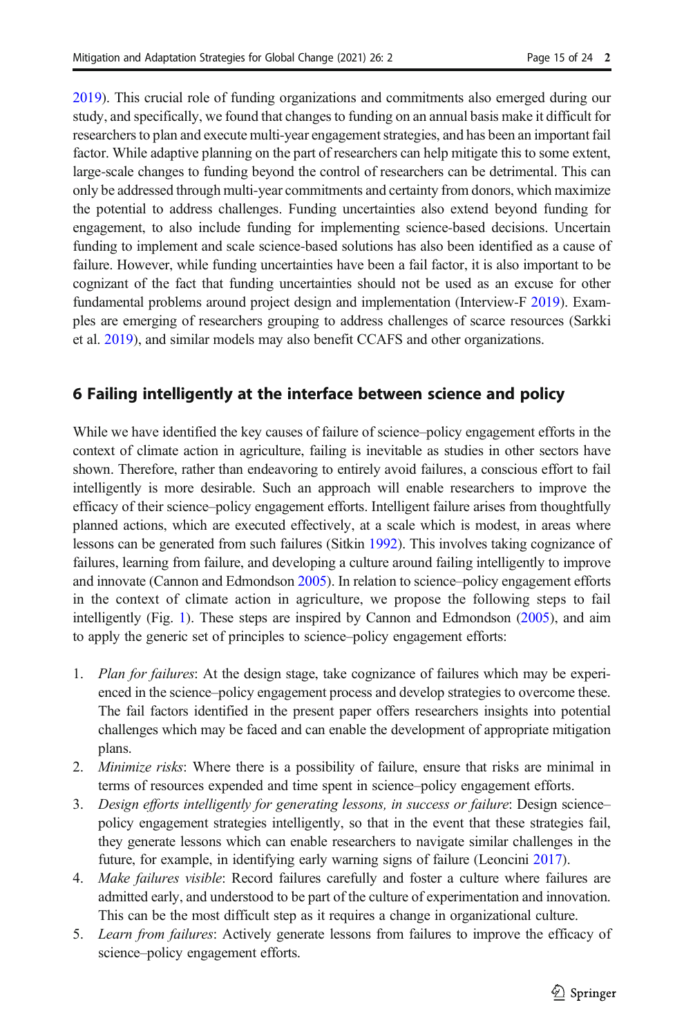2019). This crucial role of funding organizations and commitments also emerged during our study, and specifically, we found that changes to funding on an annual basis make it difficult for researchers to plan and execute multi-year engagement strategies, and has been an important fail factor. While adaptive planning on the part of researchers can help mitigate this to some extent, large-scale changes to funding beyond the control of researchers can be detrimental. This can only be addressed through multi-year commitments and certainty from donors, which maximize the potential to address challenges. Funding uncertainties also extend beyond funding for engagement, to also include funding for implementing science-based decisions. Uncertain funding to implement and scale science-based solutions has also been identified as a cause of failure. However, while funding uncertainties have been a fail factor, it is also important to be cognizant of the fact that funding uncertainties should not be used as an excuse for other fundamental problems around project design and implementation (Interview-F 2019). Examples are emerging of researchers grouping to address challenges of scarce resources (Sarkki et al. 2019), and similar models may also benefit CCAFS and other organizations.

## 6 Failing intelligently at the interface between science and policy

While we have identified the key causes of failure of science–policy engagement efforts in the context of climate action in agriculture, failing is inevitable as studies in other sectors have shown. Therefore, rather than endeavoring to entirely avoid failures, a conscious effort to fail intelligently is more desirable. Such an approach will enable researchers to improve the efficacy of their science–policy engagement efforts. Intelligent failure arises from thoughtfully planned actions, which are executed effectively, at a scale which is modest, in areas where lessons can be generated from such failures (Sitkin 1992). This involves taking cognizance of failures, learning from failure, and developing a culture around failing intelligently to improve and innovate (Cannon and Edmondson 2005). In relation to science–policy engagement efforts in the context of climate action in agriculture, we propose the following steps to fail intelligently (Fig. 1). These steps are inspired by Cannon and Edmondson (2005), and aim to apply the generic set of principles to science–policy engagement efforts:

1. *Plan for failures*: At the design stage, take cognizance of failures which may be experienced in the science–policy engagement process and develop strategies to overcome these. The fail factors identified in the present paper offers researchers insights into potential challenges which may be faced and can enable the development of appropriate mitigation plans.
2. *Minimize risks*: Where there is a possibility of failure, ensure that risks are minimal in terms of resources expended and time spent in science–policy engagement efforts.
3. *Design efforts intelligently for generating lessons, in success or failure*: Design science–policy engagement strategies intelligently, so that in the event that these strategies fail, they generate lessons which can enable researchers to navigate similar challenges in the future, for example, in identifying early warning signs of failure (Leoncini 2017).
4. *Make failures visible*: Record failures carefully and foster a culture where failures are admitted early, and understood to be part of the culture of experimentation and innovation. This can be the most difficult step as it requires a change in organizational culture.
5. *Learn from failures*: Actively generate lessons from failures to improve the efficacy of science–policy engagement efforts.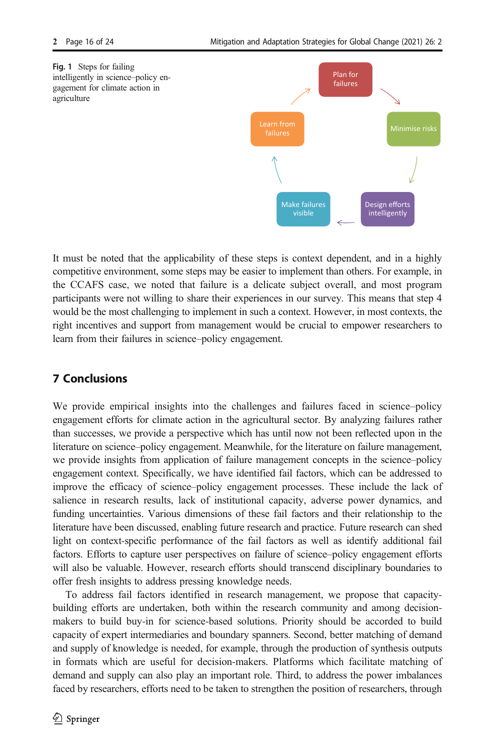**Fig. 1** Steps for failing intelligently in science–policy engagement for climate action in agriculture

Plan for failures → Minimise risks → Design efforts intelligently → Make failures visible → Learn from failures

It must be noted that the applicability of these steps is context dependent, and in a highly competitive environment, some steps may be easier to implement than others. For example, in the CCAFS case, we noted that failure is a delicate subject overall, and most program participants were not willing to share their experiences in our survey. This means that step 4 would be the most challenging to implement in such a context. However, in most contexts, the right incentives and support from management would be crucial to empower researchers to learn from their failures in science–policy engagement.

## 7 Conclusions

We provide empirical insights into the challenges and failures faced in science–policy engagement efforts for climate action in the agricultural sector. By analyzing failures rather than successes, we provide a perspective which has until now not been reflected upon in the literature on science–policy engagement. Meanwhile, for the literature on failure management, we provide insights from application of failure management concepts in the science–policy engagement context. Specifically, we have identified fail factors, which can be addressed to improve the efficacy of science–policy engagement processes. These include the lack of salience in research results, lack of institutional capacity, adverse power dynamics, and funding uncertainties. Various dimensions of these fail factors and their relationship to the literature have been discussed, enabling future research and practice. Future research can shed light on context-specific performance of the fail factors as well as identify additional fail factors. Efforts to capture user perspectives on failure of science–policy engagement efforts will also be valuable. However, research efforts should transcend disciplinary boundaries to offer fresh insights to address pressing knowledge needs.

To address fail factors identified in research management, we propose that capacity-building efforts are undertaken, both within the research community and among decision-makers to build buy-in for science-based solutions. Priority should be accorded to build capacity of expert intermediaries and boundary spanners. Second, better matching of demand and supply of knowledge is needed, for example, through the production of synthesis outputs in formats which are useful for decision-makers. Platforms which facilitate matching of demand and supply can also play an important role. Third, to address the power imbalances faced by researchers, efforts need to be taken to strengthen the position of researchers, through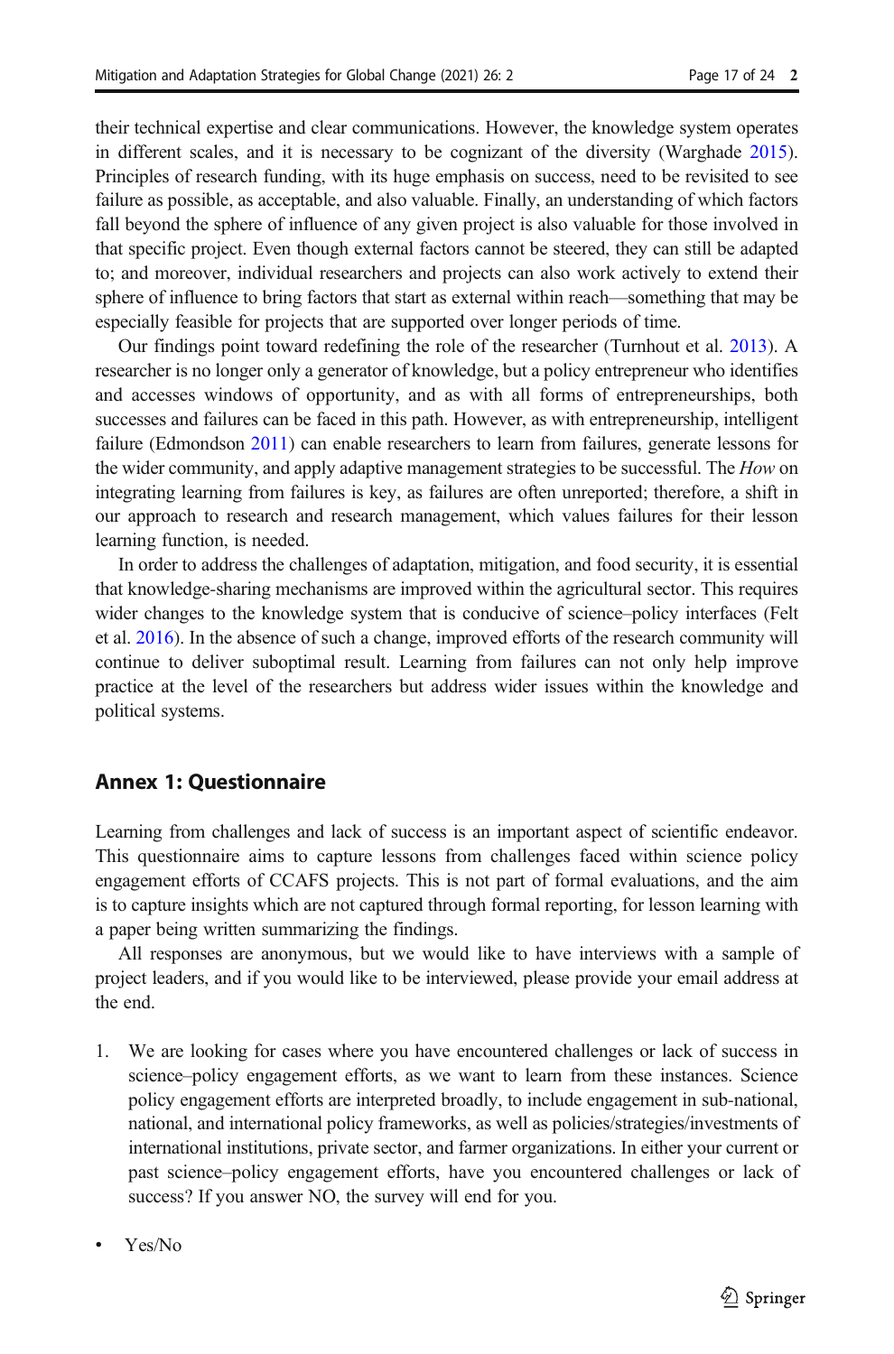their technical expertise and clear communications. However, the knowledge system operates in different scales, and it is necessary to be cognizant of the diversity (Warghade 2015). Principles of research funding, with its huge emphasis on success, need to be revisited to see failure as possible, as acceptable, and also valuable. Finally, an understanding of which factors fall beyond the sphere of influence of any given project is also valuable for those involved in that specific project. Even though external factors cannot be steered, they can still be adapted to; and moreover, individual researchers and projects can also work actively to extend their sphere of influence to bring factors that start as external within reach—something that may be especially feasible for projects that are supported over longer periods of time.

Our findings point toward redefining the role of the researcher (Turnhout et al. 2013). A researcher is no longer only a generator of knowledge, but a policy entrepreneur who identifies and accesses windows of opportunity, and as with all forms of entrepreneurships, both successes and failures can be faced in this path. However, as with entrepreneurship, intelligent failure (Edmondson 2011) can enable researchers to learn from failures, generate lessons for the wider community, and apply adaptive management strategies to be successful. The *How* on integrating learning from failures is key, as failures are often unreported; therefore, a shift in our approach to research and research management, which values failures for their lesson learning function, is needed.

In order to address the challenges of adaptation, mitigation, and food security, it is essential that knowledge-sharing mechanisms are improved within the agricultural sector. This requires wider changes to the knowledge system that is conducive of science–policy interfaces (Felt et al. 2016). In the absence of such a change, improved efforts of the research community will continue to deliver suboptimal result. Learning from failures can not only help improve practice at the level of the researchers but address wider issues within the knowledge and political systems.

## Annex 1: Questionnaire

Learning from challenges and lack of success is an important aspect of scientific endeavor. This questionnaire aims to capture lessons from challenges faced within science policy engagement efforts of CCAFS projects. This is not part of formal evaluations, and the aim is to capture insights which are not captured through formal reporting, for lesson learning with a paper being written summarizing the findings.

All responses are anonymous, but we would like to have interviews with a sample of project leaders, and if you would like to be interviewed, please provide your email address at the end.

1. We are looking for cases where you have encountered challenges or lack of success in science–policy engagement efforts, as we want to learn from these instances. Science policy engagement efforts are interpreted broadly, to include engagement in sub-national, national, and international policy frameworks, as well as policies/strategies/investments of international institutions, private sector, and farmer organizations. In either your current or past science–policy engagement efforts, have you encountered challenges or lack of success? If you answer NO, the survey will end for you.

- Yes/No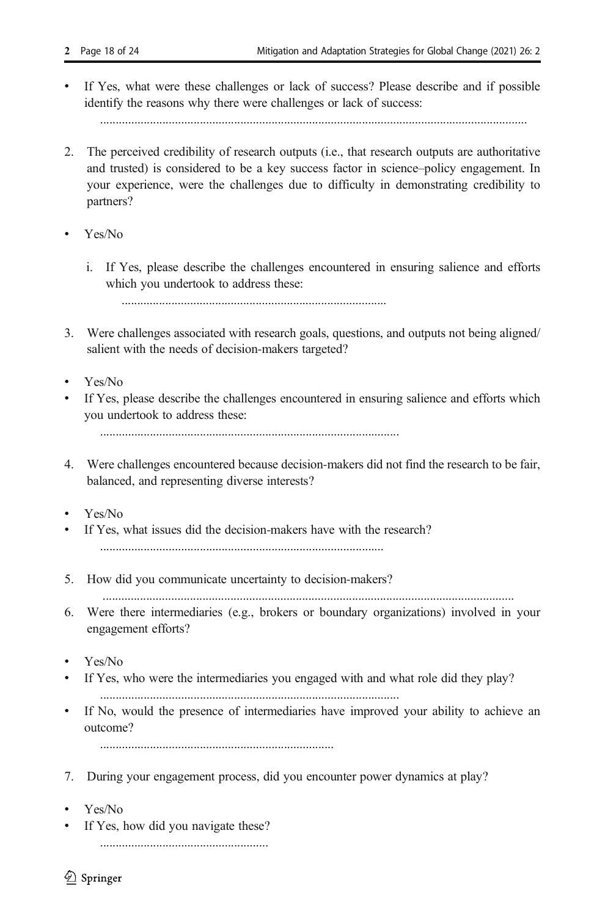- If Yes, what were these challenges or lack of success? Please describe and if possible identify the reasons why there were challenges or lack of success:

  ........................................................................................................................................

2. The perceived credibility of research outputs (i.e., that research outputs are authoritative and trusted) is considered to be a key success factor in science–policy engagement. In your experience, were the challenges due to difficulty in demonstrating credibility to partners?

- Yes/No

   i. If Yes, please describe the challenges encountered in ensuring salience and efforts which you undertook to address these:

      ....................................................................................

3. Were challenges associated with research goals, questions, and outputs not being aligned/salient with the needs of decision-makers targeted?

- Yes/No
- If Yes, please describe the challenges encountered in ensuring salience and efforts which you undertook to address these:

  ................................................................................................

4. Were challenges encountered because decision-makers did not find the research to be fair, balanced, and representing diverse interests?

- Yes/No
- If Yes, what issues did the decision-makers have with the research?

  ..........................................................................................

5. How did you communicate uncertainty to decision-makers?

   ..................................................................................................................................

6. Were there intermediaries (e.g., brokers or boundary organizations) involved in your engagement efforts?

- Yes/No
- If Yes, who were the intermediaries you engaged with and what role did they play?

  ................................................................................................
- If No, would the presence of intermediaries have improved your ability to achieve an outcome?

  ..........................................................................

7. During your engagement process, did you encounter power dynamics at play?

- Yes/No
- If Yes, how did you navigate these?

  ......................................................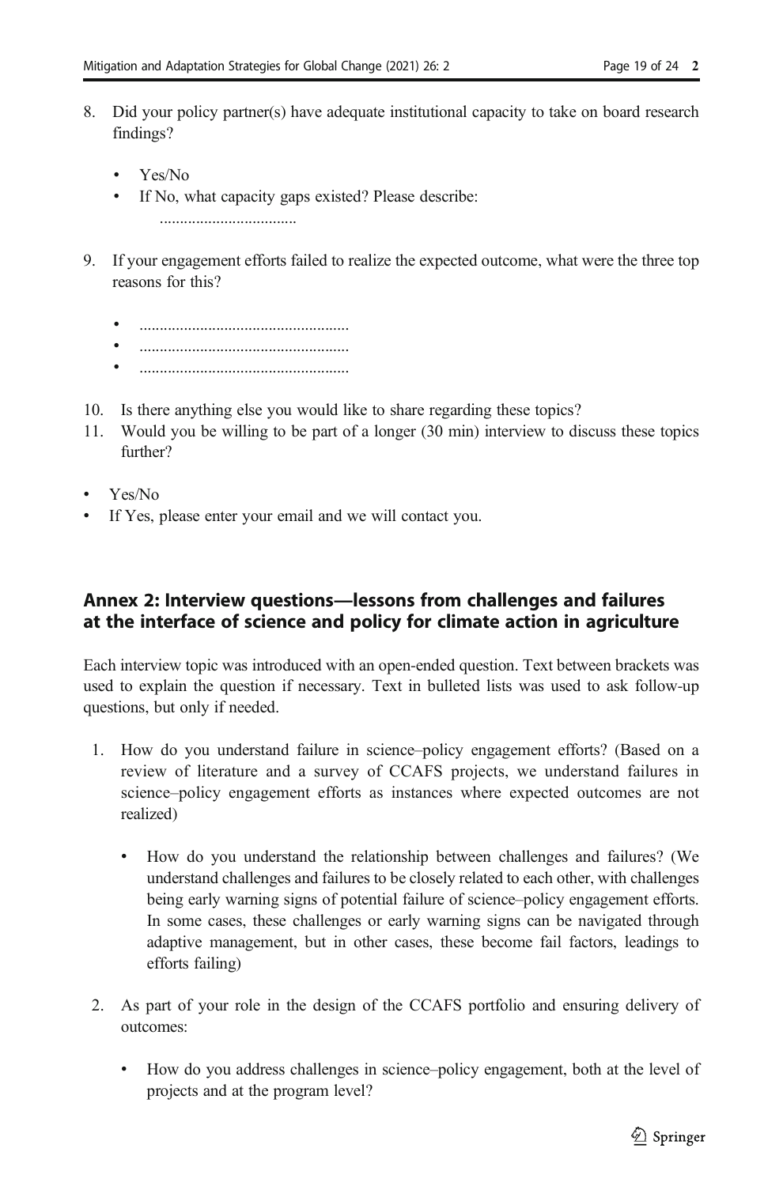8. Did your policy partner(s) have adequate institutional capacity to take on board research findings?

   - Yes/No
   - If No, what capacity gaps existed? Please describe: ..................................

9. If your engagement efforts failed to realize the expected outcome, what were the three top reasons for this?

   - ....................................................
   - ....................................................
   - ....................................................

10. Is there anything else you would like to share regarding these topics?
11. Would you be willing to be part of a longer (30 min) interview to discuss these topics further?

- Yes/No
- If Yes, please enter your email and we will contact you.

## Annex 2: Interview questions—lessons from challenges and failures at the interface of science and policy for climate action in agriculture

Each interview topic was introduced with an open-ended question. Text between brackets was used to explain the question if necessary. Text in bulleted lists was used to ask follow-up questions, but only if needed.

1. How do you understand failure in science–policy engagement efforts? (Based on a review of literature and a survey of CCAFS projects, we understand failures in science–policy engagement efforts as instances where expected outcomes are not realized)

   - How do you understand the relationship between challenges and failures? (We understand challenges and failures to be closely related to each other, with challenges being early warning signs of potential failure of science–policy engagement efforts. In some cases, these challenges or early warning signs can be navigated through adaptive management, but in other cases, these become fail factors, leadings to efforts failing)

2. As part of your role in the design of the CCAFS portfolio and ensuring delivery of outcomes:

   - How do you address challenges in science–policy engagement, both at the level of projects and at the program level?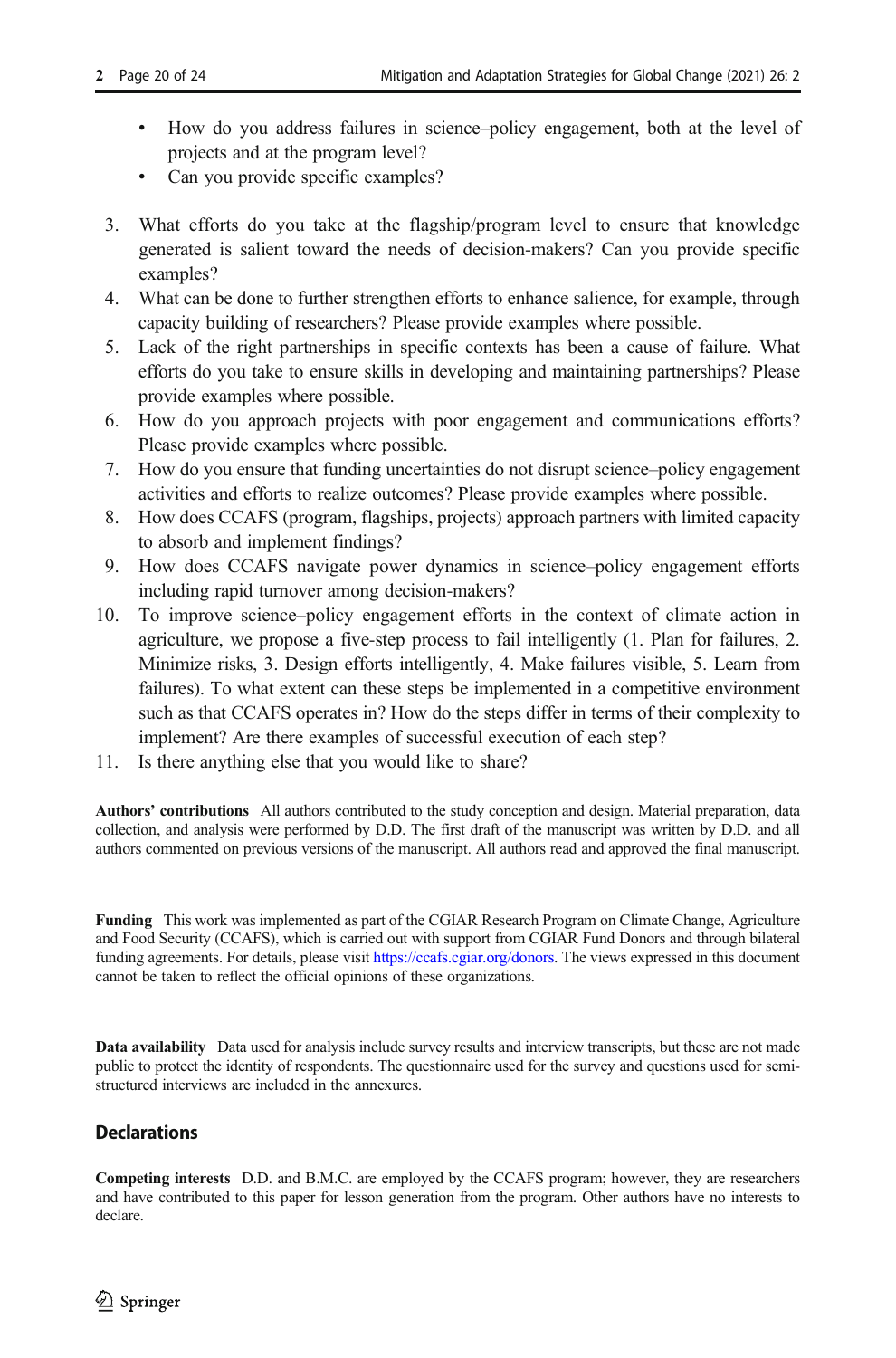- How do you address failures in science–policy engagement, both at the level of projects and at the program level?
- Can you provide specific examples?

3. What efforts do you take at the flagship/program level to ensure that knowledge generated is salient toward the needs of decision-makers? Can you provide specific examples?
4. What can be done to further strengthen efforts to enhance salience, for example, through capacity building of researchers? Please provide examples where possible.
5. Lack of the right partnerships in specific contexts has been a cause of failure. What efforts do you take to ensure skills in developing and maintaining partnerships? Please provide examples where possible.
6. How do you approach projects with poor engagement and communications efforts? Please provide examples where possible.
7. How do you ensure that funding uncertainties do not disrupt science–policy engagement activities and efforts to realize outcomes? Please provide examples where possible.
8. How does CCAFS (program, flagships, projects) approach partners with limited capacity to absorb and implement findings?
9. How does CCAFS navigate power dynamics in science–policy engagement efforts including rapid turnover among decision-makers?
10. To improve science–policy engagement efforts in the context of climate action in agriculture, we propose a five-step process to fail intelligently (1. Plan for failures, 2. Minimize risks, 3. Design efforts intelligently, 4. Make failures visible, 5. Learn from failures). To what extent can these steps be implemented in a competitive environment such as that CCAFS operates in? How do the steps differ in terms of their complexity to implement? Are there examples of successful execution of each step?
11. Is there anything else that you would like to share?

**Authors' contributions** All authors contributed to the study conception and design. Material preparation, data collection, and analysis were performed by D.D. The first draft of the manuscript was written by D.D. and all authors commented on previous versions of the manuscript. All authors read and approved the final manuscript.

**Funding** This work was implemented as part of the CGIAR Research Program on Climate Change, Agriculture and Food Security (CCAFS), which is carried out with support from CGIAR Fund Donors and through bilateral funding agreements. For details, please visit https://ccafs.cgiar.org/donors. The views expressed in this document cannot be taken to reflect the official opinions of these organizations.

**Data availability** Data used for analysis include survey results and interview transcripts, but these are not made public to protect the identity of respondents. The questionnaire used for the survey and questions used for semi-structured interviews are included in the annexures.

## Declarations

**Competing interests** D.D. and B.M.C. are employed by the CCAFS program; however, they are researchers and have contributed to this paper for lesson generation from the program. Other authors have no interests to declare.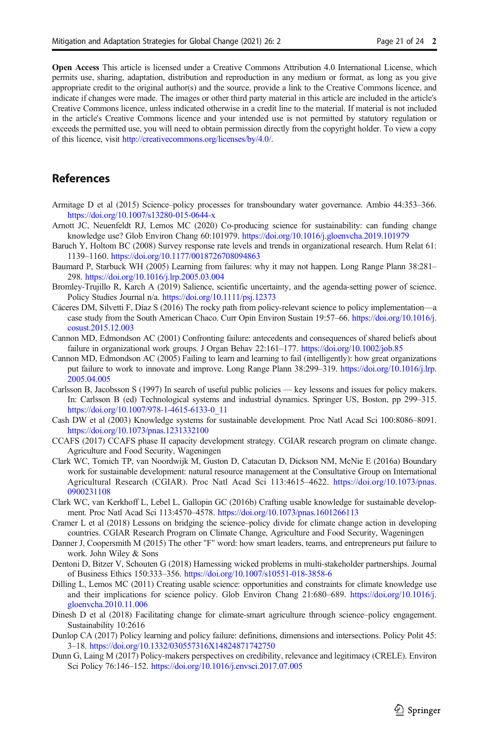**Open Access** This article is licensed under a Creative Commons Attribution 4.0 International License, which permits use, sharing, adaptation, distribution and reproduction in any medium or format, as long as you give appropriate credit to the original author(s) and the source, provide a link to the Creative Commons licence, and indicate if changes were made. The images or other third party material in this article are included in the article's Creative Commons licence, unless indicated otherwise in a credit line to the material. If material is not included in the article's Creative Commons licence and your intended use is not permitted by statutory regulation or exceeds the permitted use, you will need to obtain permission directly from the copyright holder. To view a copy of this licence, visit http://creativecommons.org/licenses/by/4.0/.

## References

Armitage D et al (2015) Science–policy processes for transboundary water governance. Ambio 44:353–366. https://doi.org/10.1007/s13280-015-0644-x

Arnott JC, Neuenfeldt RJ, Lemos MC (2020) Co-producing science for sustainability: can funding change knowledge use? Glob Environ Chang 60:101979. https://doi.org/10.1016/j.gloenvcha.2019.101979

Baruch Y, Holtom BC (2008) Survey response rate levels and trends in organizational research. Hum Relat 61: 1139–1160. https://doi.org/10.1177/0018726708094863

Baumard P, Starbuck WH (2005) Learning from failures: why it may not happen. Long Range Plann 38:281–298. https://doi.org/10.1016/j.lrp.2005.03.004

Bromley-Trujillo R, Karch A (2019) Salience, scientific uncertainty, and the agenda-setting power of science. Policy Studies Journal n/a. https://doi.org/10.1111/psj.12373

Cáceres DM, Silvetti F, Díaz S (2016) The rocky path from policy-relevant science to policy implementation—a case study from the South American Chaco. Curr Opin Environ Sustain 19:57–66. https://doi.org/10.1016/j.cosust.2015.12.003

Cannon MD, Edmondson AC (2001) Confronting failure: antecedents and consequences of shared beliefs about failure in organizational work groups. J Organ Behav 22:161–177. https://doi.org/10.1002/job.85

Cannon MD, Edmondson AC (2005) Failing to learn and learning to fail (intelligently): how great organizations put failure to work to innovate and improve. Long Range Plann 38:299–319. https://doi.org/10.1016/j.lrp.2005.04.005

Carlsson B, Jacobsson S (1997) In search of useful public policies — key lessons and issues for policy makers. In: Carlsson B (ed) Technological systems and industrial dynamics. Springer US, Boston, pp 299–315. https://doi.org/10.1007/978-1-4615-6133-0_11

Cash DW et al (2003) Knowledge systems for sustainable development. Proc Natl Acad Sci 100:8086–8091. https://doi.org/10.1073/pnas.1231332100

CCAFS (2017) CCAFS phase II capacity development strategy. CGIAR research program on climate change. Agriculture and Food Security, Wageningen

Clark WC, Tomich TP, van Noordwijk M, Guston D, Catacutan D, Dickson NM, McNie E (2016a) Boundary work for sustainable development: natural resource management at the Consultative Group on International Agricultural Research (CGIAR). Proc Natl Acad Sci 113:4615–4622. https://doi.org/10.1073/pnas.0900231108

Clark WC, van Kerkhoff L, Lebel L, Gallopin GC (2016b) Crafting usable knowledge for sustainable development. Proc Natl Acad Sci 113:4570–4578. https://doi.org/10.1073/pnas.1601266113

Cramer L et al (2018) Lessons on bridging the science–policy divide for climate change action in developing countries. CGIAR Research Program on Climate Change, Agriculture and Food Security, Wageningen

Danner J, Coopersmith M (2015) The other "F" word: how smart leaders, teams, and entrepreneurs put failure to work. John Wiley & Sons

Dentoni D, Bitzer V, Schouten G (2018) Harnessing wicked problems in multi-stakeholder partnerships. Journal of Business Ethics 150:333–356. https://doi.org/10.1007/s10551-018-3858-6

Dilling L, Lemos MC (2011) Creating usable science: opportunities and constraints for climate knowledge use and their implications for science policy. Glob Environ Chang 21:680–689. https://doi.org/10.1016/j.gloenvcha.2010.11.006

Dinesh D et al (2018) Facilitating change for climate-smart agriculture through science–policy engagement. Sustainability 10:2616

Dunlop CA (2017) Policy learning and policy failure: definitions, dimensions and intersections. Policy Polit 45: 3–18. https://doi.org/10.1332/030557316X14824871742750

Dunn G, Laing M (2017) Policy-makers perspectives on credibility, relevance and legitimacy (CRELE). Environ Sci Policy 76:146–152. https://doi.org/10.1016/j.envsci.2017.07.005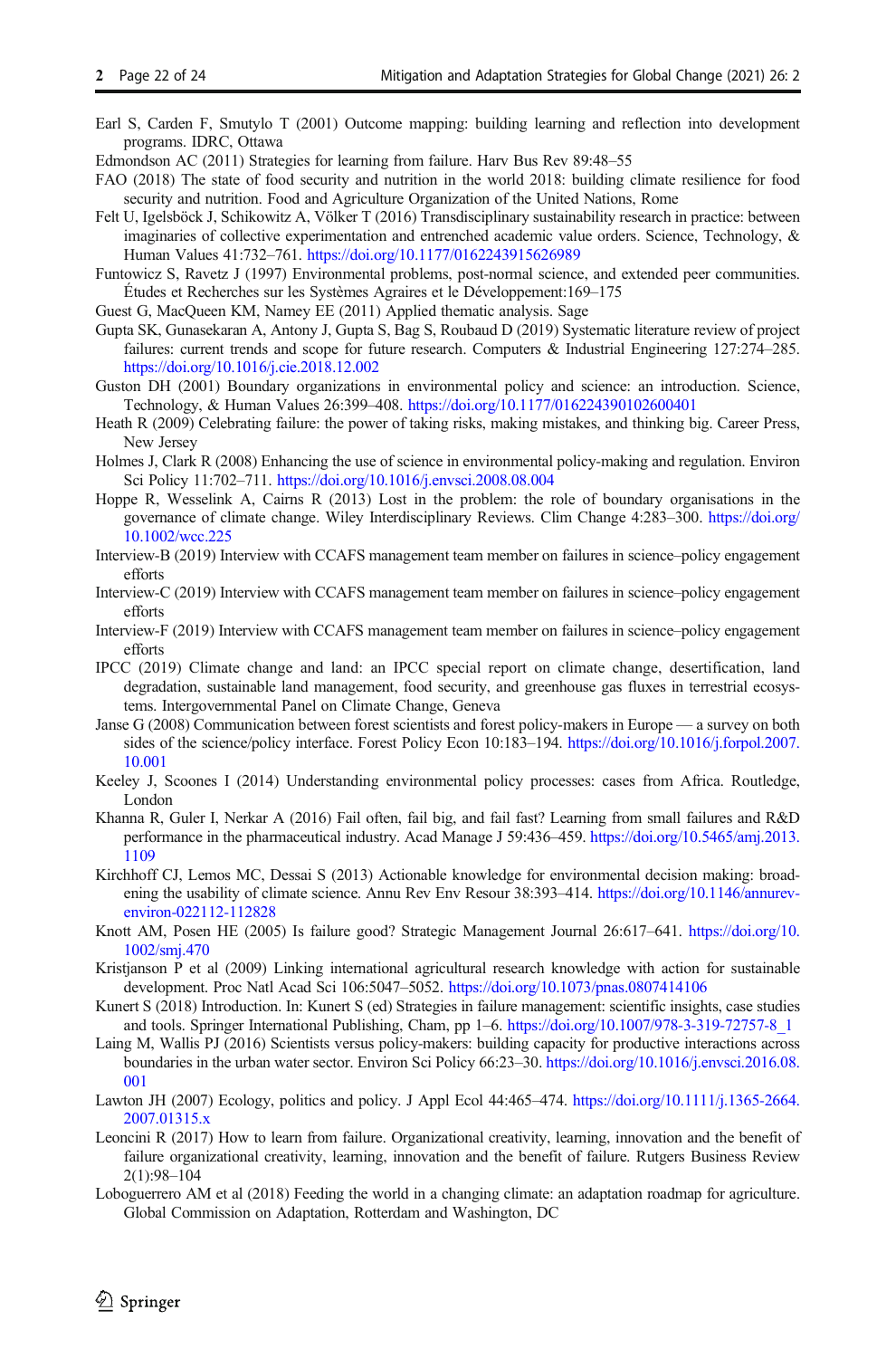Earl S, Carden F, Smutylo T (2001) Outcome mapping: building learning and reflection into development programs. IDRC, Ottawa

Edmondson AC (2011) Strategies for learning from failure. Harv Bus Rev 89:48–55

FAO (2018) The state of food security and nutrition in the world 2018: building climate resilience for food security and nutrition. Food and Agriculture Organization of the United Nations, Rome

Felt U, Igelsböck J, Schikowitz A, Völker T (2016) Transdisciplinary sustainability research in practice: between imaginaries of collective experimentation and entrenched academic value orders. Science, Technology, & Human Values 41:732–761. https://doi.org/10.1177/0162243915626989

Funtowicz S, Ravetz J (1997) Environmental problems, post-normal science, and extended peer communities. Études et Recherches sur les Systèmes Agraires et le Développement:169–175

Guest G, MacQueen KM, Namey EE (2011) Applied thematic analysis. Sage

Gupta SK, Gunasekaran A, Antony J, Gupta S, Bag S, Roubaud D (2019) Systematic literature review of project failures: current trends and scope for future research. Computers & Industrial Engineering 127:274–285. https://doi.org/10.1016/j.cie.2018.12.002

Guston DH (2001) Boundary organizations in environmental policy and science: an introduction. Science, Technology, & Human Values 26:399–408. https://doi.org/10.1177/016224390102600401

Heath R (2009) Celebrating failure: the power of taking risks, making mistakes, and thinking big. Career Press, New Jersey

Holmes J, Clark R (2008) Enhancing the use of science in environmental policy-making and regulation. Environ Sci Policy 11:702–711. https://doi.org/10.1016/j.envsci.2008.08.004

Hoppe R, Wesselink A, Cairns R (2013) Lost in the problem: the role of boundary organisations in the governance of climate change. Wiley Interdisciplinary Reviews. Clim Change 4:283–300. https://doi.org/10.1002/wcc.225

Interview-B (2019) Interview with CCAFS management team member on failures in science–policy engagement efforts

Interview-C (2019) Interview with CCAFS management team member on failures in science–policy engagement efforts

Interview-F (2019) Interview with CCAFS management team member on failures in science–policy engagement efforts

IPCC (2019) Climate change and land: an IPCC special report on climate change, desertification, land degradation, sustainable land management, food security, and greenhouse gas fluxes in terrestrial ecosystems. Intergovernmental Panel on Climate Change, Geneva

Janse G (2008) Communication between forest scientists and forest policy-makers in Europe — a survey on both sides of the science/policy interface. Forest Policy Econ 10:183–194. https://doi.org/10.1016/j.forpol.2007.10.001

Keeley J, Scoones I (2014) Understanding environmental policy processes: cases from Africa. Routledge, London

Khanna R, Guler I, Nerkar A (2016) Fail often, fail big, and fail fast? Learning from small failures and R&D performance in the pharmaceutical industry. Acad Manage J 59:436–459. https://doi.org/10.5465/amj.2013.1109

Kirchhoff CJ, Lemos MC, Dessai S (2013) Actionable knowledge for environmental decision making: broadening the usability of climate science. Annu Rev Env Resour 38:393–414. https://doi.org/10.1146/annurev-environ-022112-112828

Knott AM, Posen HE (2005) Is failure good? Strategic Management Journal 26:617–641. https://doi.org/10.1002/smj.470

Kristjanson P et al (2009) Linking international agricultural research knowledge with action for sustainable development. Proc Natl Acad Sci 106:5047–5052. https://doi.org/10.1073/pnas.0807414106

Kunert S (2018) Introduction. In: Kunert S (ed) Strategies in failure management: scientific insights, case studies and tools. Springer International Publishing, Cham, pp 1–6. https://doi.org/10.1007/978-3-319-72757-8_1

Laing M, Wallis PJ (2016) Scientists versus policy-makers: building capacity for productive interactions across boundaries in the urban water sector. Environ Sci Policy 66:23–30. https://doi.org/10.1016/j.envsci.2016.08.001

Lawton JH (2007) Ecology, politics and policy. J Appl Ecol 44:465–474. https://doi.org/10.1111/j.1365-2664.2007.01315.x

Leoncini R (2017) How to learn from failure. Organizational creativity, learning, innovation and the benefit of failure organizational creativity, learning, innovation and the benefit of failure. Rutgers Business Review 2(1):98–104

Loboguerrero AM et al (2018) Feeding the world in a changing climate: an adaptation roadmap for agriculture. Global Commission on Adaptation, Rotterdam and Washington, DC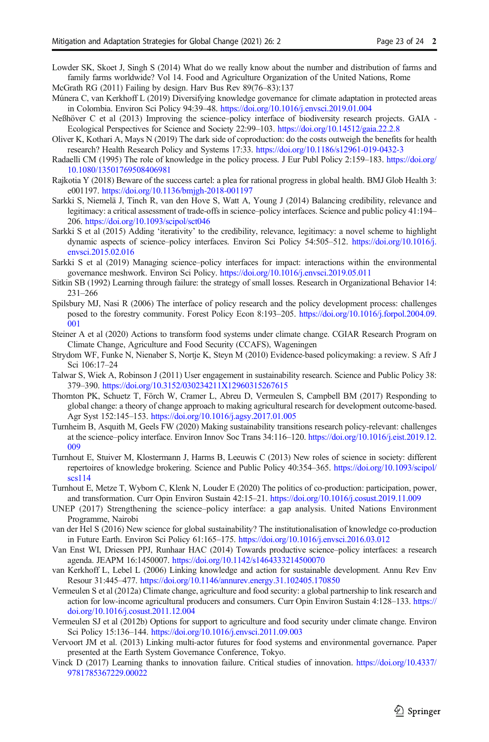Lowder SK, Skoet J, Singh S (2014) What do we really know about the number and distribution of farms and family farms worldwide? Vol 14. Food and Agriculture Organization of the United Nations, Rome

McGrath RG (2011) Failing by design. Harv Bus Rev 89(76–83):137

Múnera C, van Kerkhoff L (2019) Diversifying knowledge governance for climate adaptation in protected areas in Colombia. Environ Sci Policy 94:39–48. https://doi.org/10.1016/j.envsci.2019.01.004

Neßhöver C et al (2013) Improving the science–policy interface of biodiversity research projects. GAIA - Ecological Perspectives for Science and Society 22:99–103. https://doi.org/10.14512/gaia.22.2.8

Oliver K, Kothari A, Mays N (2019) The dark side of coproduction: do the costs outweigh the benefits for health research? Health Research Policy and Systems 17:33. https://doi.org/10.1186/s12961-019-0432-3

Radaelli CM (1995) The role of knowledge in the policy process. J Eur Publ Policy 2:159–183. https://doi.org/10.1080/13501769508406981

Rajkotia Y (2018) Beware of the success cartel: a plea for rational progress in global health. BMJ Glob Health 3: e001197. https://doi.org/10.1136/bmjgh-2018-001197

Sarkki S, Niemelä J, Tinch R, van den Hove S, Watt A, Young J (2014) Balancing credibility, relevance and legitimacy: a critical assessment of trade-offs in science–policy interfaces. Science and public policy 41:194–206. https://doi.org/10.1093/scipol/sct046

Sarkki S et al (2015) Adding 'iterativity' to the credibility, relevance, legitimacy: a novel scheme to highlight dynamic aspects of science–policy interfaces. Environ Sci Policy 54:505–512. https://doi.org/10.1016/j.envsci.2015.02.016

Sarkki S et al (2019) Managing science–policy interfaces for impact: interactions within the environmental governance meshwork. Environ Sci Policy. https://doi.org/10.1016/j.envsci.2019.05.011

Sitkin SB (1992) Learning through failure: the strategy of small losses. Research in Organizational Behavior 14: 231–266

Spilsbury MJ, Nasi R (2006) The interface of policy research and the policy development process: challenges posed to the forestry community. Forest Policy Econ 8:193–205. https://doi.org/10.1016/j.forpol.2004.09.001

Steiner A et al (2020) Actions to transform food systems under climate change. CGIAR Research Program on Climate Change, Agriculture and Food Security (CCAFS), Wageningen

Strydom WF, Funke N, Nienaber S, Nortje K, Steyn M (2010) Evidence-based policymaking: a review. S Afr J Sci 106:17–24

Talwar S, Wiek A, Robinson J (2011) User engagement in sustainability research. Science and Public Policy 38: 379–390. https://doi.org/10.3152/030234211X12960315267615

Thornton PK, Schuetz T, Förch W, Cramer L, Abreu D, Vermeulen S, Campbell BM (2017) Responding to global change: a theory of change approach to making agricultural research for development outcome-based. Agr Syst 152:145–153. https://doi.org/10.1016/j.agsy.2017.01.005

Turnheim B, Asquith M, Geels FW (2020) Making sustainability transitions research policy-relevant: challenges at the science–policy interface. Environ Innov Soc Trans 34:116–120. https://doi.org/10.1016/j.eist.2019.12.009

Turnhout E, Stuiver M, Klostermann J, Harms B, Leeuwis C (2013) New roles of science in society: different repertoires of knowledge brokering. Science and Public Policy 40:354–365. https://doi.org/10.1093/scipol/scs114

Turnhout E, Metze T, Wyborn C, Klenk N, Louder E (2020) The politics of co-production: participation, power, and transformation. Curr Opin Environ Sustain 42:15–21. https://doi.org/10.1016/j.cosust.2019.11.009

UNEP (2017) Strengthening the science–policy interface: a gap analysis. United Nations Environment Programme, Nairobi

van der Hel S (2016) New science for global sustainability? The institutionalisation of knowledge co-production in Future Earth. Environ Sci Policy 61:165–175. https://doi.org/10.1016/j.envsci.2016.03.012

Van Enst WI, Driessen PPJ, Runhaar HAC (2014) Towards productive science–policy interfaces: a research agenda. JEAPM 16:1450007. https://doi.org/10.1142/s1464333214500070

van Kerkhoff L, Lebel L (2006) Linking knowledge and action for sustainable development. Annu Rev Env Resour 31:445–477. https://doi.org/10.1146/annurev.energy.31.102405.170850

Vermeulen S et al (2012a) Climate change, agriculture and food security: a global partnership to link research and action for low-income agricultural producers and consumers. Curr Opin Environ Sustain 4:128–133. https://doi.org/10.1016/j.cosust.2011.12.004

Vermeulen SJ et al (2012b) Options for support to agriculture and food security under climate change. Environ Sci Policy 15:136–144. https://doi.org/10.1016/j.envsci.2011.09.003

Vervoort JM et al. (2013) Linking multi-actor futures for food systems and environmental governance. Paper presented at the Earth System Governance Conference, Tokyo.

Vinck D (2017) Learning thanks to innovation failure. Critical studies of innovation. https://doi.org/10.4337/9781785367229.00022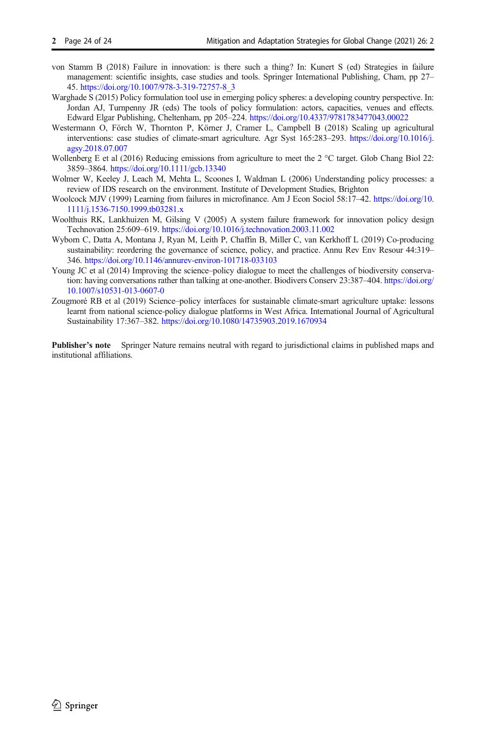von Stamm B (2018) Failure in innovation: is there such a thing? In: Kunert S (ed) Strategies in failure management: scientific insights, case studies and tools. Springer International Publishing, Cham, pp 27–45. https://doi.org/10.1007/978-3-319-72757-8_3

Warghade S (2015) Policy formulation tool use in emerging policy spheres: a developing country perspective. In: Jordan AJ, Turnpenny JR (eds) The tools of policy formulation: actors, capacities, venues and effects. Edward Elgar Publishing, Cheltenham, pp 205–224. https://doi.org/10.4337/9781783477043.00022

Westermann O, Förch W, Thornton P, Körner J, Cramer L, Campbell B (2018) Scaling up agricultural interventions: case studies of climate-smart agriculture. Agr Syst 165:283–293. https://doi.org/10.1016/j.agsy.2018.07.007

Wollenberg E et al (2016) Reducing emissions from agriculture to meet the 2 °C target. Glob Chang Biol 22: 3859–3864. https://doi.org/10.1111/gcb.13340

Wolmer W, Keeley J, Leach M, Mehta L, Scoones I, Waldman L (2006) Understanding policy processes: a review of IDS research on the environment. Institute of Development Studies, Brighton

Woolcock MJV (1999) Learning from failures in microfinance. Am J Econ Sociol 58:17–42. https://doi.org/10.1111/j.1536-7150.1999.tb03281.x

Woolthuis RK, Lankhuizen M, Gilsing V (2005) A system failure framework for innovation policy design Technovation 25:609–619. https://doi.org/10.1016/j.technovation.2003.11.002

Wyborn C, Datta A, Montana J, Ryan M, Leith P, Chaffin B, Miller C, van Kerkhoff L (2019) Co-producing sustainability: reordering the governance of science, policy, and practice. Annu Rev Env Resour 44:319–346. https://doi.org/10.1146/annurev-environ-101718-033103

Young JC et al (2014) Improving the science–policy dialogue to meet the challenges of biodiversity conservation: having conversations rather than talking at one-another. Biodivers Conserv 23:387–404. https://doi.org/10.1007/s10531-013-0607-0

Zougmoré RB et al (2019) Science–policy interfaces for sustainable climate-smart agriculture uptake: lessons learnt from national science-policy dialogue platforms in West Africa. International Journal of Agricultural Sustainability 17:367–382. https://doi.org/10.1080/14735903.2019.1670934

**Publisher's note** Springer Nature remains neutral with regard to jurisdictional claims in published maps and institutional affiliations.